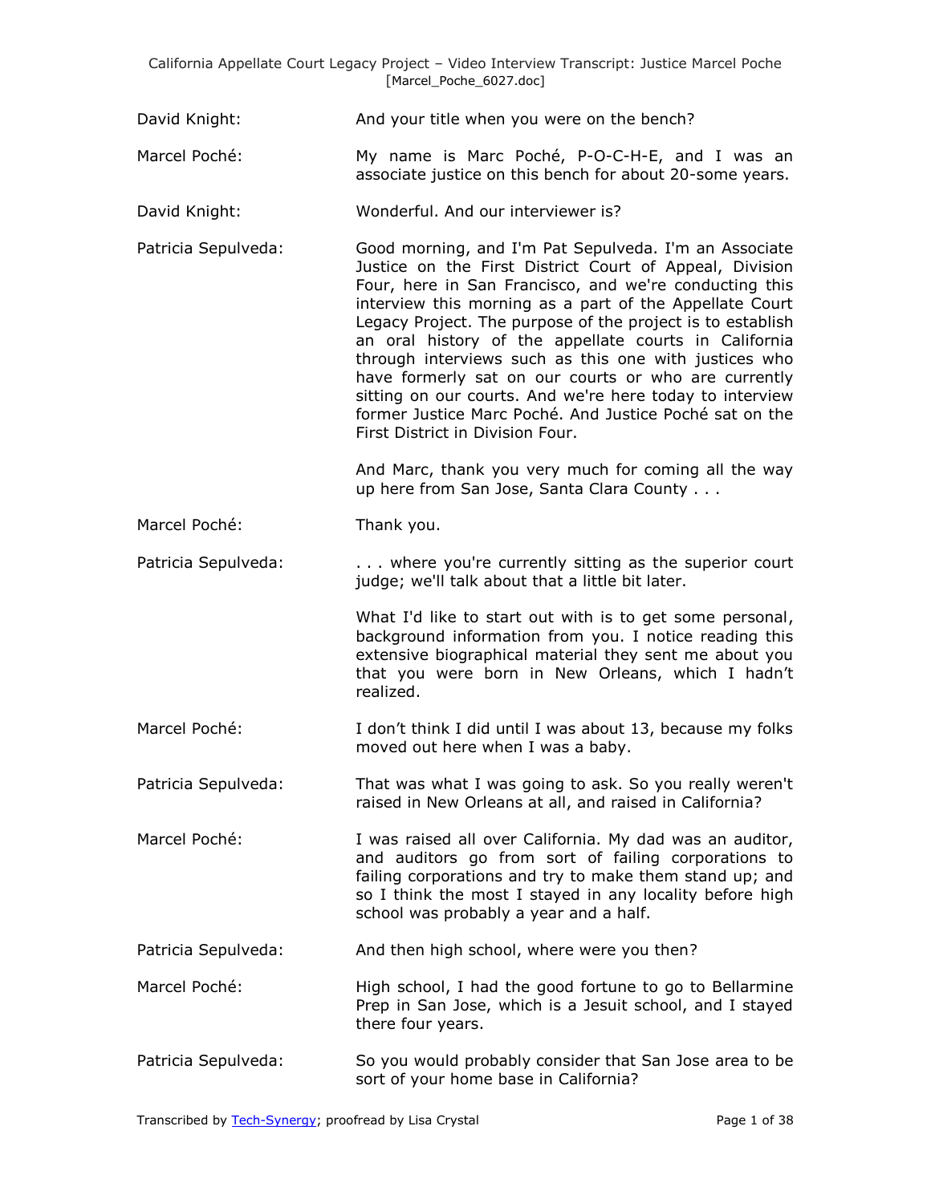David Knight: And your title when you were on the bench?

Marcel Poché: My name is Marc Poché, P-O-C-H-E, and I was an associate justice on this bench for about 20-some years.

David Knight: Wonderful. And our interviewer is?

Patricia Sepulveda: Good morning, and I'm Pat Sepulveda. I'm an Associate Justice on the First District Court of Appeal, Division Four, here in San Francisco, and we're conducting this interview this morning as a part of the Appellate Court Legacy Project. The purpose of the project is to establish an oral history of the appellate courts in California through interviews such as this one with justices who have formerly sat on our courts or who are currently sitting on our courts. And we're here today to interview former Justice Marc Poché. And Justice Poché sat on the First District in Division Four.

And Marc, thank you very much for coming all the way up here from San Jose, Santa Clara County . . .

Marcel Poché: Thank you.

Patricia Sepulveda: . . . where you're currently sitting as the superior court judge; we'll talk about that a little bit later.

What I'd like to start out with is to get some personal, background information from you. I notice reading this extensive biographical material they sent me about you that you were born in New Orleans, which I hadn't realized.

Marcel Poché: I don't think I did until I was about 13, because my folks moved out here when I was a baby.

Patricia Sepulveda: That was what I was going to ask. So you really weren't raised in New Orleans at all, and raised in California?

Marcel Poché: I was raised all over California. My dad was an auditor, and auditors go from sort of failing corporations to failing corporations and try to make them stand up; and so I think the most I stayed in any locality before high school was probably a year and a half.

Patricia Sepulveda: And then high school, where were you then?

Marcel Poché: High school, I had the good fortune to go to Bellarmine Prep in San Jose, which is a Jesuit school, and I stayed there four years.

Patricia Sepulveda: So you would probably consider that San Jose area to be sort of your home base in California?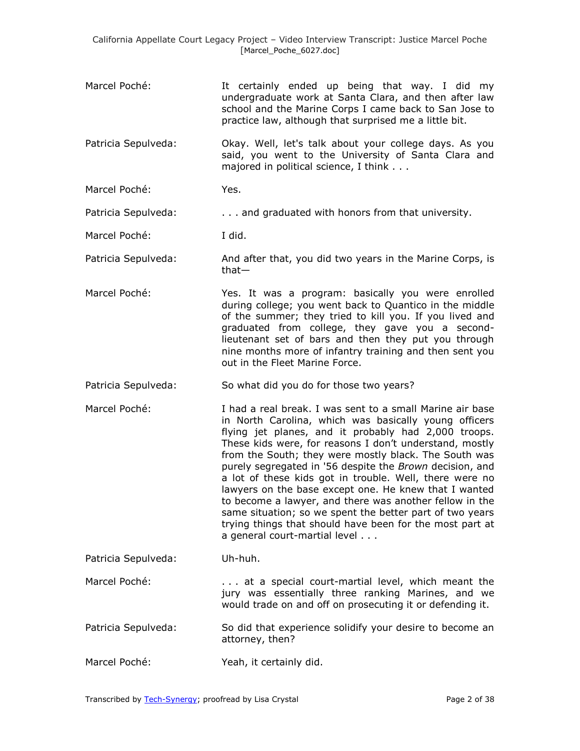Marcel Poché: It certainly ended up being that way. I did my undergraduate work at Santa Clara, and then after law school and the Marine Corps I came back to San Jose to practice law, although that surprised me a little bit.

Patricia Sepulveda: Okay. Well, let's talk about your college days. As you said, you went to the University of Santa Clara and majored in political science, I think . . .

Marcel Poché: Yes.

Patricia Sepulveda: . . . and graduated with honors from that university.

Marcel Poché: I did.

Patricia Sepulveda: And after that, you did two years in the Marine Corps, is that—

Marcel Poché: Yes. It was a program: basically you were enrolled during college; you went back to Quantico in the middle of the summer; they tried to kill you. If you lived and graduated from college, they gave you a second-lieutenant set of bars and then they put you through nine months more of infantry training and then sent you out in the Fleet Marine Force.

Patricia Sepulveda: So what did you do for those two years?

Marcel Poché: I had a real break. I was sent to a small Marine air base in North Carolina, which was basically young officers flying jet planes, and it probably had 2,000 troops. These kids were, for reasons I don't understand, mostly from the South; they were mostly black. The South was purely segregated in '56 despite the *Brown* decision, and a lot of these kids got in trouble. Well, there were no lawyers on the base except one. He knew that I wanted to become a lawyer, and there was another fellow in the same situation; so we spent the better part of two years trying things that should have been for the most part at a general court-martial level . . .

Patricia Sepulveda: Uh-huh.

Marcel Poché: . . . at a special court-martial level, which meant the jury was essentially three ranking Marines, and we would trade on and off on prosecuting it or defending it.

Patricia Sepulveda: So did that experience solidify your desire to become an attorney, then?

Marcel Poché: Yeah, it certainly did.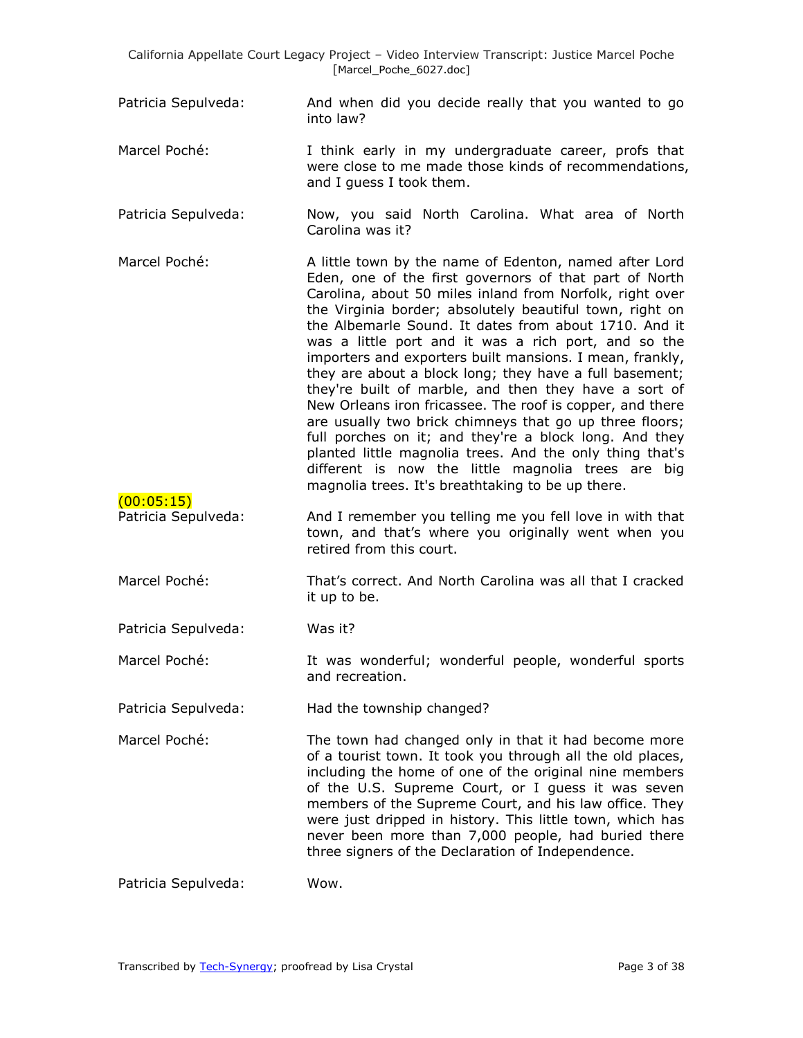Patricia Sepulveda: And when did you decide really that you wanted to go into law?

Marcel Poché: I think early in my undergraduate career, profs that were close to me made those kinds of recommendations, and I guess I took them.

Patricia Sepulveda: Now, you said North Carolina. What area of North Carolina was it?

Marcel Poché: A little town by the name of Edenton, named after Lord Eden, one of the first governors of that part of North Carolina, about 50 miles inland from Norfolk, right over the Virginia border; absolutely beautiful town, right on the Albemarle Sound. It dates from about 1710. And it was a little port and it was a rich port, and so the importers and exporters built mansions. I mean, frankly, they are about a block long; they have a full basement; they're built of marble, and then they have a sort of New Orleans iron fricassee. The roof is copper, and there are usually two brick chimneys that go up three floors; full porches on it; and they're a block long. And they planted little magnolia trees. And the only thing that's different is now the little magnolia trees are big magnolia trees. It's breathtaking to be up there.

(00:05:15)

Patricia Sepulveda: And I remember you telling me you fell love in with that town, and that's where you originally went when you retired from this court.

Marcel Poché: That's correct. And North Carolina was all that I cracked it up to be.

Patricia Sepulveda: Was it?

Marcel Poché: It was wonderful; wonderful people, wonderful sports and recreation.

Patricia Sepulveda: Had the township changed?

Marcel Poché: The town had changed only in that it had become more of a tourist town. It took you through all the old places, including the home of one of the original nine members of the U.S. Supreme Court, or I guess it was seven members of the Supreme Court, and his law office. They were just dripped in history. This little town, which has never been more than 7,000 people, had buried there three signers of the Declaration of Independence.

Patricia Sepulveda: Wow.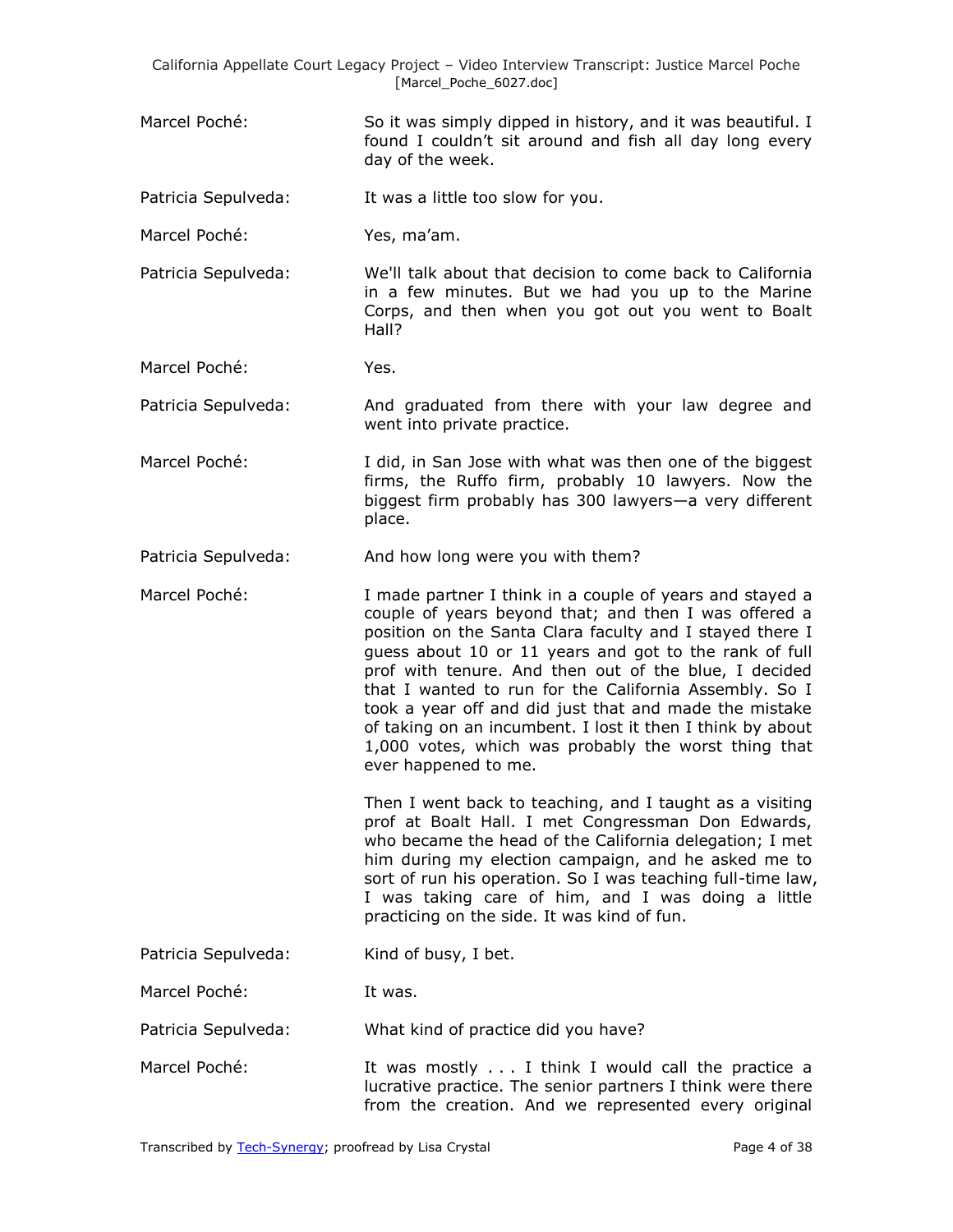Marcel Poché: So it was simply dipped in history, and it was beautiful. I found I couldn't sit around and fish all day long every day of the week.

Patricia Sepulveda: It was a little too slow for you.

Marcel Poché: Yes, ma'am.

Patricia Sepulveda: We'll talk about that decision to come back to California in a few minutes. But we had you up to the Marine Corps, and then when you got out you went to Boalt Hall?

Marcel Poché: Yes.

Patricia Sepulveda: And graduated from there with your law degree and went into private practice.

Marcel Poché: I did, in San Jose with what was then one of the biggest firms, the Ruffo firm, probably 10 lawyers. Now the biggest firm probably has 300 lawyers—a very different place.

Patricia Sepulveda: And how long were you with them?

Marcel Poché: I made partner I think in a couple of years and stayed a couple of years beyond that; and then I was offered a position on the Santa Clara faculty and I stayed there I guess about 10 or 11 years and got to the rank of full prof with tenure. And then out of the blue, I decided that I wanted to run for the California Assembly. So I took a year off and did just that and made the mistake of taking on an incumbent. I lost it then I think by about 1,000 votes, which was probably the worst thing that ever happened to me.

Then I went back to teaching, and I taught as a visiting prof at Boalt Hall. I met Congressman Don Edwards, who became the head of the California delegation; I met him during my election campaign, and he asked me to sort of run his operation. So I was teaching full-time law, I was taking care of him, and I was doing a little practicing on the side. It was kind of fun.

Patricia Sepulveda: Kind of busy, I bet.

Marcel Poché: It was.

Patricia Sepulveda: What kind of practice did you have?

Marcel Poché: It was mostly . . . I think I would call the practice a lucrative practice. The senior partners I think were there from the creation. And we represented every original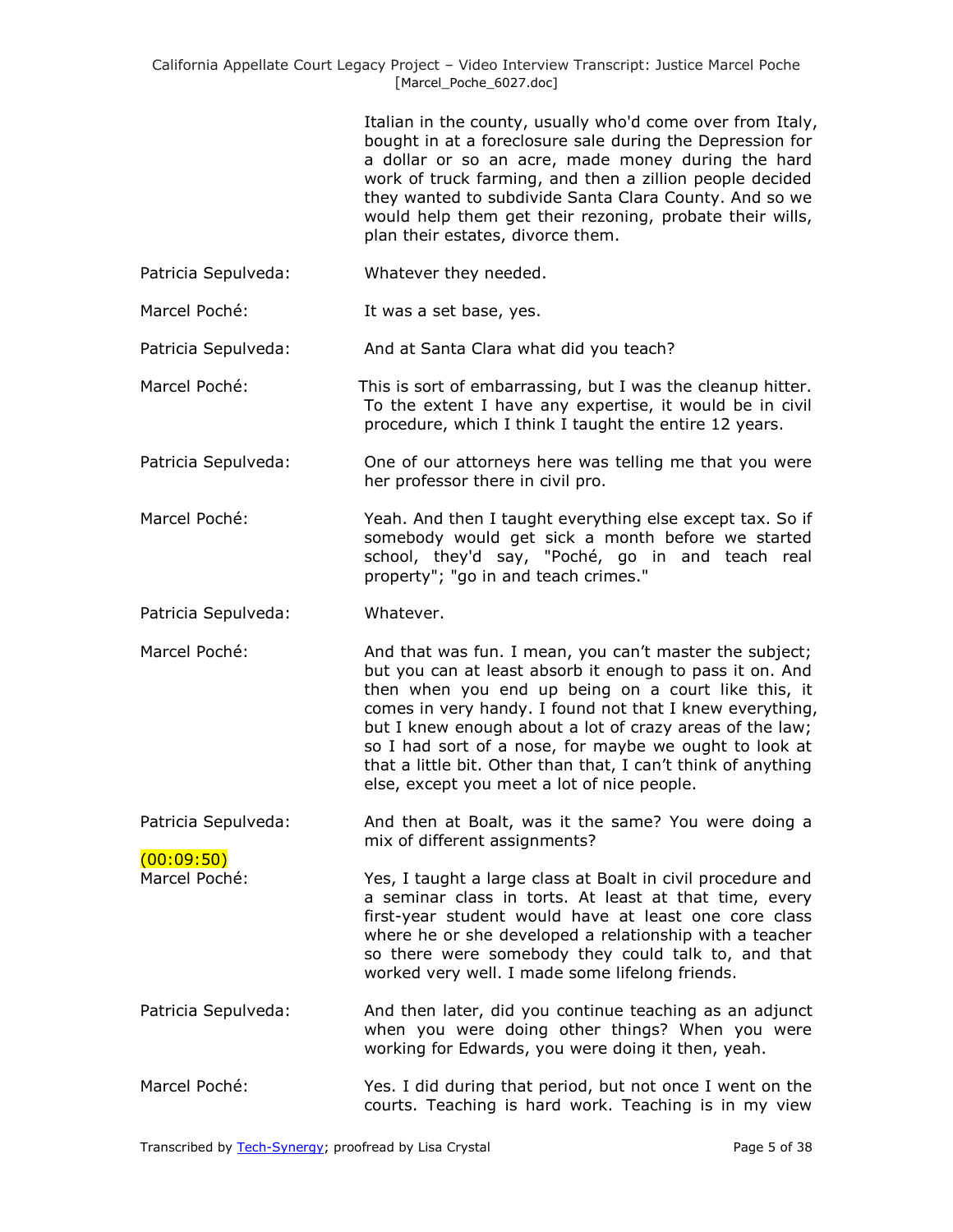Italian in the county, usually who'd come over from Italy, bought in at a foreclosure sale during the Depression for a dollar or so an acre, made money during the hard work of truck farming, and then a zillion people decided they wanted to subdivide Santa Clara County. And so we would help them get their rezoning, probate their wills, plan their estates, divorce them.

Patricia Sepulveda: Whatever they needed.

Marcel Poché: It was a set base, yes.

Patricia Sepulveda: And at Santa Clara what did you teach?

Marcel Poché: This is sort of embarrassing, but I was the cleanup hitter. To the extent I have any expertise, it would be in civil procedure, which I think I taught the entire 12 years.

Patricia Sepulveda: One of our attorneys here was telling me that you were her professor there in civil pro.

Marcel Poché: Yeah. And then I taught everything else except tax. So if somebody would get sick a month before we started school, they'd say, "Poché, go in and teach real property"; "go in and teach crimes."

Patricia Sepulveda: Whatever.

Marcel Poché: And that was fun. I mean, you can't master the subject; but you can at least absorb it enough to pass it on. And then when you end up being on a court like this, it comes in very handy. I found not that I knew everything, but I knew enough about a lot of crazy areas of the law; so I had sort of a nose, for maybe we ought to look at that a little bit. Other than that, I can't think of anything else, except you meet a lot of nice people.

Patricia Sepulveda: And then at Boalt, was it the same? You were doing a mix of different assignments?

(00:09:50)

Marcel Poché: Yes, I taught a large class at Boalt in civil procedure and a seminar class in torts. At least at that time, every first-year student would have at least one core class where he or she developed a relationship with a teacher so there were somebody they could talk to, and that worked very well. I made some lifelong friends.

Patricia Sepulveda: And then later, did you continue teaching as an adjunct when you were doing other things? When you were working for Edwards, you were doing it then, yeah.

Marcel Poché: Yes. I did during that period, but not once I went on the courts. Teaching is hard work. Teaching is in my view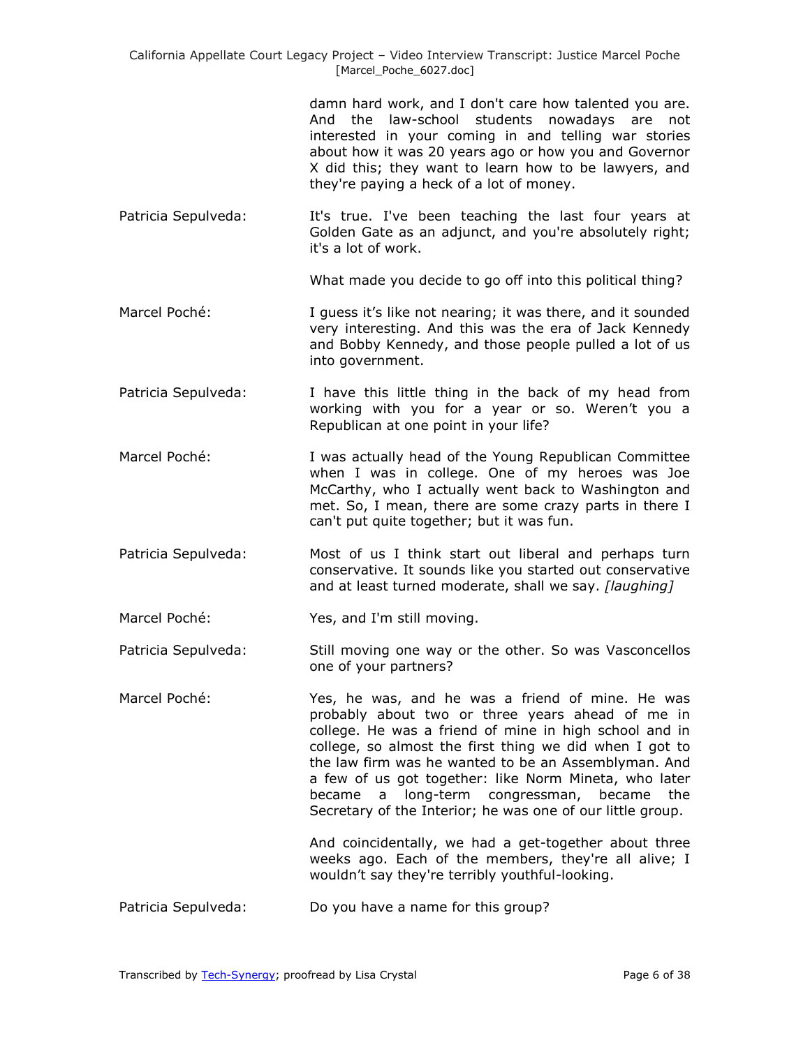damn hard work, and I don't care how talented you are. And the law-school students nowadays are not interested in your coming in and telling war stories about how it was 20 years ago or how you and Governor X did this; they want to learn how to be lawyers, and they're paying a heck of a lot of money.

Patricia Sepulveda: It's true. I've been teaching the last four years at Golden Gate as an adjunct, and you're absolutely right; it's a lot of work.

What made you decide to go off into this political thing?

Marcel Poché: I guess it's like not nearing; it was there, and it sounded very interesting. And this was the era of Jack Kennedy and Bobby Kennedy, and those people pulled a lot of us into government.

Patricia Sepulveda: I have this little thing in the back of my head from working with you for a year or so. Weren't you a Republican at one point in your life?

Marcel Poché: I was actually head of the Young Republican Committee when I was in college. One of my heroes was Joe McCarthy, who I actually went back to Washington and met. So, I mean, there are some crazy parts in there I can't put quite together; but it was fun.

Patricia Sepulveda: Most of us I think start out liberal and perhaps turn conservative. It sounds like you started out conservative and at least turned moderate, shall we say. *[laughing]*

Marcel Poché: Yes, and I'm still moving.

Patricia Sepulveda: Still moving one way or the other. So was Vasconcellos one of your partners?

Marcel Poché: Yes, he was, and he was a friend of mine. He was probably about two or three years ahead of me in college. He was a friend of mine in high school and in college, so almost the first thing we did when I got to the law firm was he wanted to be an Assemblyman. And a few of us got together: like Norm Mineta, who later became a long-term congressman, became the Secretary of the Interior; he was one of our little group.

And coincidentally, we had a get-together about three weeks ago. Each of the members, they're all alive; I wouldn't say they're terribly youthful-looking.

Patricia Sepulveda: Do you have a name for this group?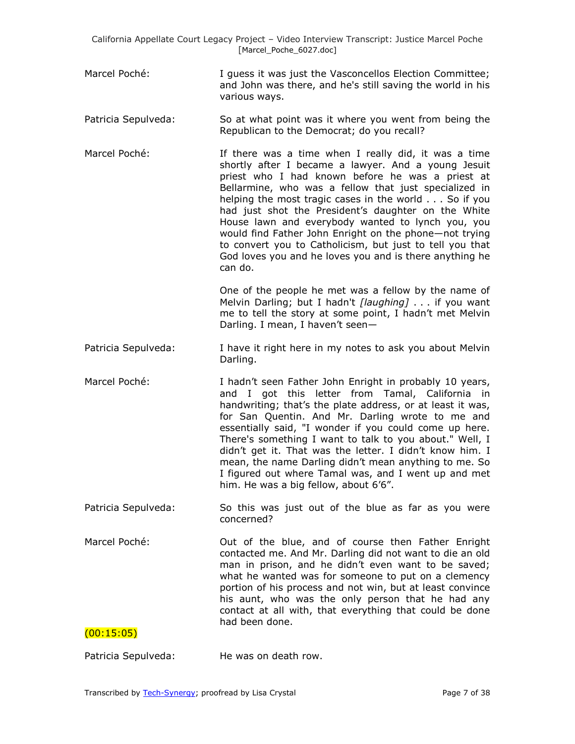Marcel Poché: I guess it was just the Vasconcellos Election Committee; and John was there, and he's still saving the world in his various ways.

Patricia Sepulveda: So at what point was it where you went from being the Republican to the Democrat; do you recall?

Marcel Poché: If there was a time when I really did, it was a time shortly after I became a lawyer. And a young Jesuit priest who I had known before he was a priest at Bellarmine, who was a fellow that just specialized in helping the most tragic cases in the world . . . So if you had just shot the President's daughter on the White House lawn and everybody wanted to lynch you, you would find Father John Enright on the phone—not trying to convert you to Catholicism, but just to tell you that God loves you and he loves you and is there anything he can do.

One of the people he met was a fellow by the name of Melvin Darling; but I hadn't *[laughing]* . . . if you want me to tell the story at some point, I hadn't met Melvin Darling. I mean, I haven't seen—

Patricia Sepulveda: I have it right here in my notes to ask you about Melvin Darling.

Marcel Poché: I hadn't seen Father John Enright in probably 10 years, and I got this letter from Tamal, California in handwriting; that's the plate address, or at least it was, for San Quentin. And Mr. Darling wrote to me and essentially said, "I wonder if you could come up here. There's something I want to talk to you about." Well, I didn't get it. That was the letter. I didn't know him. I mean, the name Darling didn't mean anything to me. So I figured out where Tamal was, and I went up and met him. He was a big fellow, about 6'6".

Patricia Sepulveda: So this was just out of the blue as far as you were concerned?

Marcel Poché: Out of the blue, and of course then Father Enright contacted me. And Mr. Darling did not want to die an old man in prison, and he didn't even want to be saved; what he wanted was for someone to put on a clemency portion of his process and not win, but at least convince his aunt, who was the only person that he had any contact at all with, that everything that could be done had been done.

(00:15:05)

Patricia Sepulveda: He was on death row.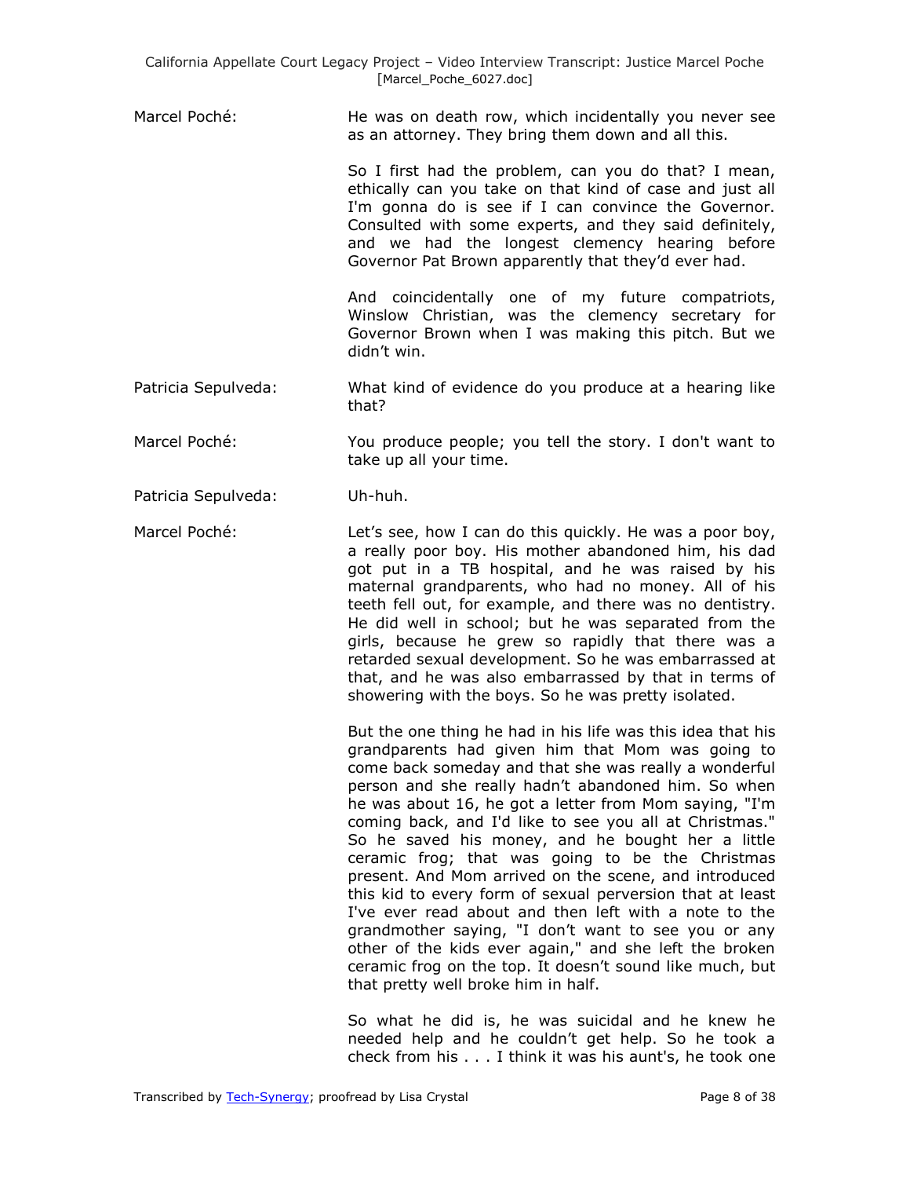Marcel Poché: He was on death row, which incidentally you never see as an attorney. They bring them down and all this.

So I first had the problem, can you do that? I mean, ethically can you take on that kind of case and just all I'm gonna do is see if I can convince the Governor. Consulted with some experts, and they said definitely, and we had the longest clemency hearing before Governor Pat Brown apparently that they'd ever had.

And coincidentally one of my future compatriots, Winslow Christian, was the clemency secretary for Governor Brown when I was making this pitch. But we didn't win.

Patricia Sepulveda: What kind of evidence do you produce at a hearing like that?

Marcel Poché: You produce people; you tell the story. I don't want to take up all your time.

Patricia Sepulveda: Uh-huh.

Marcel Poché: Let's see, how I can do this quickly. He was a poor boy, a really poor boy. His mother abandoned him, his dad got put in a TB hospital, and he was raised by his maternal grandparents, who had no money. All of his teeth fell out, for example, and there was no dentistry. He did well in school; but he was separated from the girls, because he grew so rapidly that there was a retarded sexual development. So he was embarrassed at that, and he was also embarrassed by that in terms of showering with the boys. So he was pretty isolated.

But the one thing he had in his life was this idea that his grandparents had given him that Mom was going to come back someday and that she was really a wonderful person and she really hadn't abandoned him. So when he was about 16, he got a letter from Mom saying, "I'm coming back, and I'd like to see you all at Christmas." So he saved his money, and he bought her a little ceramic frog; that was going to be the Christmas present. And Mom arrived on the scene, and introduced this kid to every form of sexual perversion that at least I've ever read about and then left with a note to the grandmother saying, "I don't want to see you or any other of the kids ever again," and she left the broken ceramic frog on the top. It doesn't sound like much, but that pretty well broke him in half.

So what he did is, he was suicidal and he knew he needed help and he couldn't get help. So he took a check from his . . . I think it was his aunt's, he took one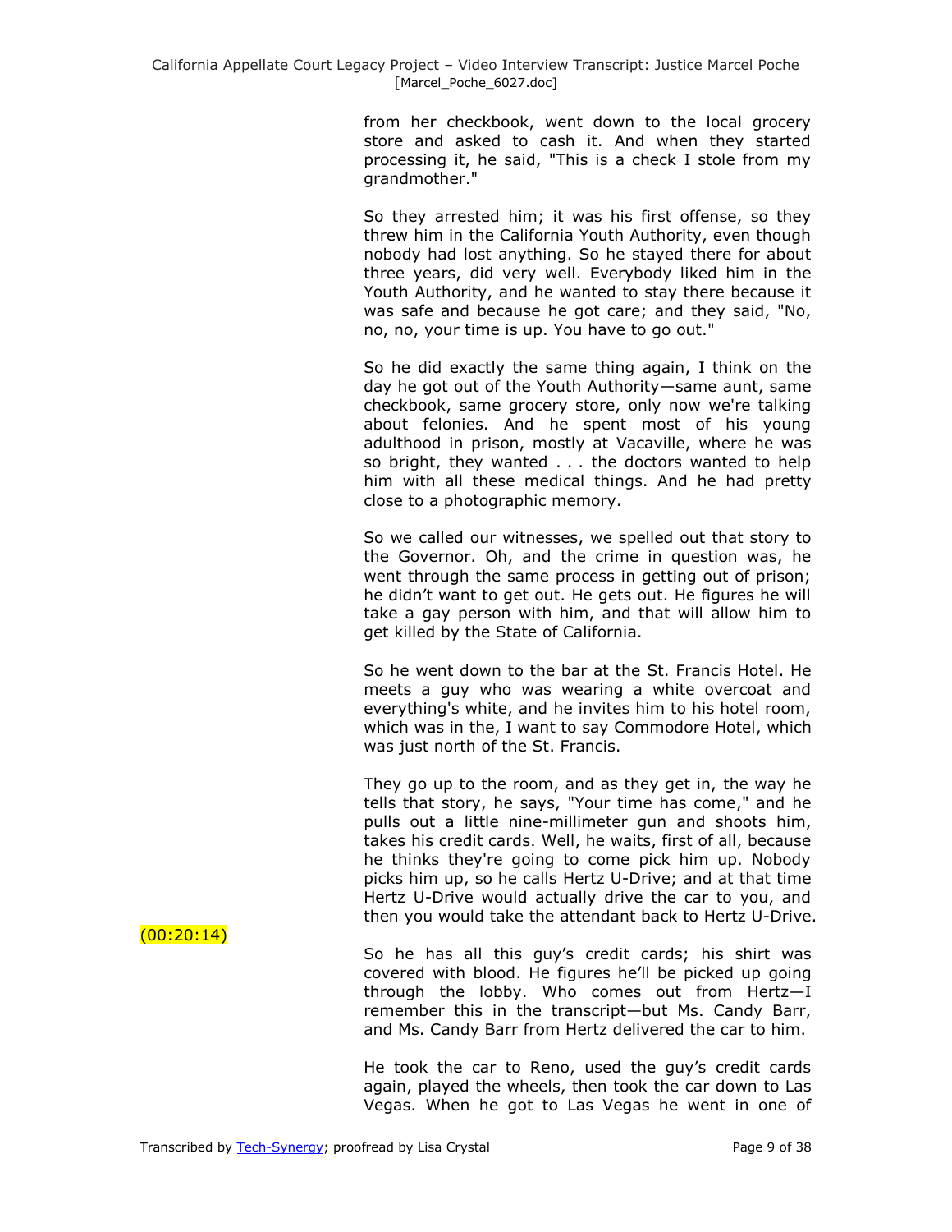from her checkbook, went down to the local grocery store and asked to cash it. And when they started processing it, he said, "This is a check I stole from my grandmother."

So they arrested him; it was his first offense, so they threw him in the California Youth Authority, even though nobody had lost anything. So he stayed there for about three years, did very well. Everybody liked him in the Youth Authority, and he wanted to stay there because it was safe and because he got care; and they said, "No, no, no, your time is up. You have to go out."

So he did exactly the same thing again, I think on the day he got out of the Youth Authority—same aunt, same checkbook, same grocery store, only now we're talking about felonies. And he spent most of his young adulthood in prison, mostly at Vacaville, where he was so bright, they wanted . . . the doctors wanted to help him with all these medical things. And he had pretty close to a photographic memory.

So we called our witnesses, we spelled out that story to the Governor. Oh, and the crime in question was, he went through the same process in getting out of prison; he didn't want to get out. He gets out. He figures he will take a gay person with him, and that will allow him to get killed by the State of California.

So he went down to the bar at the St. Francis Hotel. He meets a guy who was wearing a white overcoat and everything's white, and he invites him to his hotel room, which was in the, I want to say Commodore Hotel, which was just north of the St. Francis.

They go up to the room, and as they get in, the way he tells that story, he says, "Your time has come," and he pulls out a little nine-millimeter gun and shoots him, takes his credit cards. Well, he waits, first of all, because he thinks they're going to come pick him up. Nobody picks him up, so he calls Hertz U-Drive; and at that time Hertz U-Drive would actually drive the car to you, and then you would take the attendant back to Hertz U-Drive.

(00:20:14)

So he has all this guy's credit cards; his shirt was covered with blood. He figures he'll be picked up going through the lobby. Who comes out from Hertz—I remember this in the transcript—but Ms. Candy Barr, and Ms. Candy Barr from Hertz delivered the car to him.

He took the car to Reno, used the guy's credit cards again, played the wheels, then took the car down to Las Vegas. When he got to Las Vegas he went in one of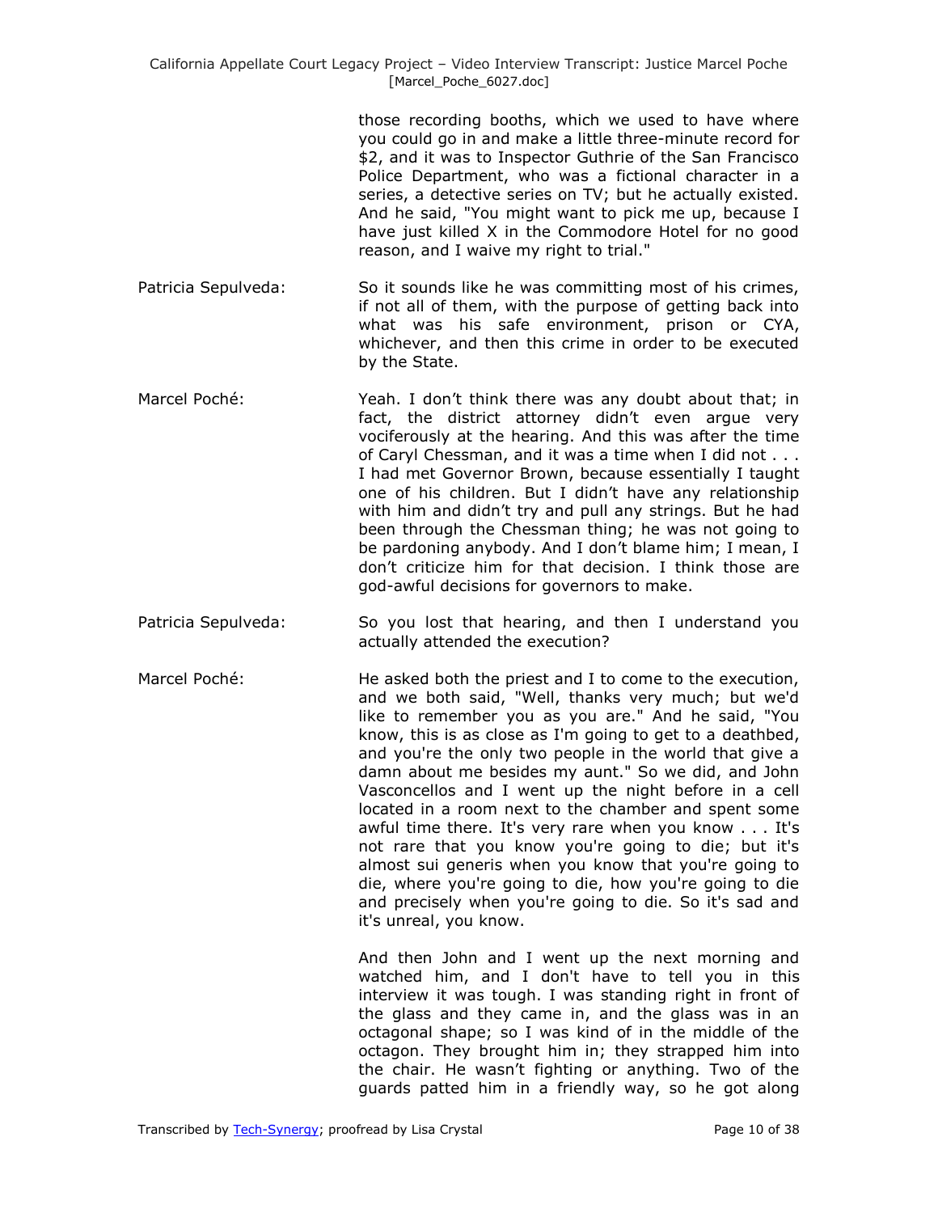those recording booths, which we used to have where you could go in and make a little three-minute record for $2, and it was to Inspector Guthrie of the San Francisco Police Department, who was a fictional character in a series, a detective series on TV; but he actually existed. And he said, "You might want to pick me up, because I have just killed X in the Commodore Hotel for no good reason, and I waive my right to trial."

Patricia Sepulveda: So it sounds like he was committing most of his crimes, if not all of them, with the purpose of getting back into what was his safe environment, prison or CYA, whichever, and then this crime in order to be executed by the State.

Marcel Poché: Yeah. I don't think there was any doubt about that; in fact, the district attorney didn't even argue very vociferously at the hearing. And this was after the time of Caryl Chessman, and it was a time when I did not . . . I had met Governor Brown, because essentially I taught one of his children. But I didn't have any relationship with him and didn't try and pull any strings. But he had been through the Chessman thing; he was not going to be pardoning anybody. And I don't blame him; I mean, I don't criticize him for that decision. I think those are god-awful decisions for governors to make.

Patricia Sepulveda: So you lost that hearing, and then I understand you actually attended the execution?

Marcel Poché: He asked both the priest and I to come to the execution, and we both said, "Well, thanks very much; but we'd like to remember you as you are." And he said, "You know, this is as close as I'm going to get to a deathbed, and you're the only two people in the world that give a damn about me besides my aunt." So we did, and John Vasconcellos and I went up the night before in a cell located in a room next to the chamber and spent some awful time there. It's very rare when you know . . . It's not rare that you know you're going to die; but it's almost sui generis when you know that you're going to die, where you're going to die, how you're going to die and precisely when you're going to die. So it's sad and it's unreal, you know.

And then John and I went up the next morning and watched him, and I don't have to tell you in this interview it was tough. I was standing right in front of the glass and they came in, and the glass was in an octagonal shape; so I was kind of in the middle of the octagon. They brought him in; they strapped him into the chair. He wasn't fighting or anything. Two of the guards patted him in a friendly way, so he got along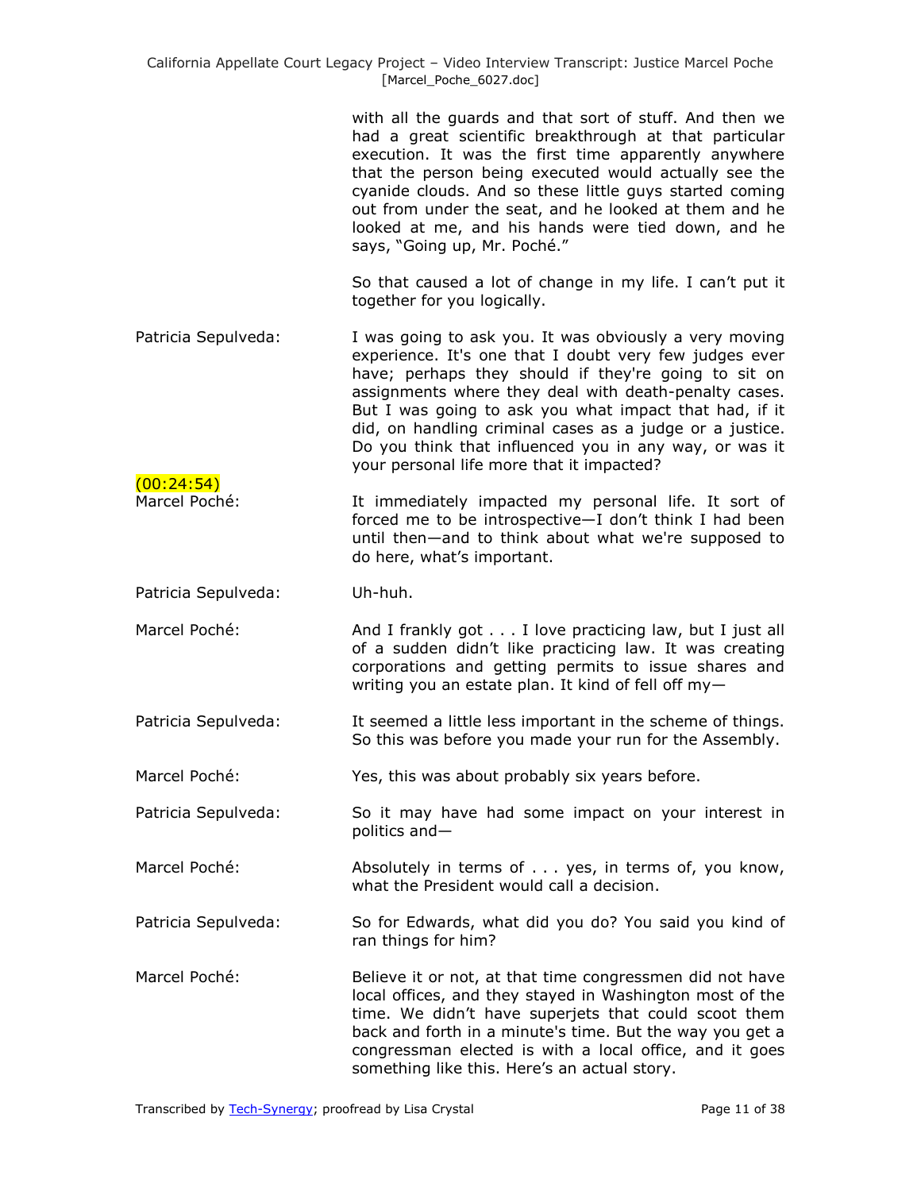with all the guards and that sort of stuff. And then we had a great scientific breakthrough at that particular execution. It was the first time apparently anywhere that the person being executed would actually see the cyanide clouds. And so these little guys started coming out from under the seat, and he looked at them and he looked at me, and his hands were tied down, and he says, "Going up, Mr. Poché."

So that caused a lot of change in my life. I can't put it together for you logically.

**Patricia Sepulveda:** I was going to ask you. It was obviously a very moving experience. It's one that I doubt very few judges ever have; perhaps they should if they're going to sit on assignments where they deal with death-penalty cases. But I was going to ask you what impact that had, if it did, on handling criminal cases as a judge or a justice. Do you think that influenced you in any way, or was it your personal life more that it impacted?

(00:24:54)

**Marcel Poché:** It immediately impacted my personal life. It sort of forced me to be introspective—I don't think I had been until then—and to think about what we're supposed to do here, what's important.

**Patricia Sepulveda:** Uh-huh.

**Marcel Poché:** And I frankly got . . . I love practicing law, but I just all of a sudden didn't like practicing law. It was creating corporations and getting permits to issue shares and writing you an estate plan. It kind of fell off my—

**Patricia Sepulveda:** It seemed a little less important in the scheme of things. So this was before you made your run for the Assembly.

**Marcel Poché:** Yes, this was about probably six years before.

**Patricia Sepulveda:** So it may have had some impact on your interest in politics and—

**Marcel Poché:** Absolutely in terms of . . . yes, in terms of, you know, what the President would call a decision.

**Patricia Sepulveda:** So for Edwards, what did you do? You said you kind of ran things for him?

**Marcel Poché:** Believe it or not, at that time congressmen did not have local offices, and they stayed in Washington most of the time. We didn't have superjets that could scoot them back and forth in a minute's time. But the way you get a congressman elected is with a local office, and it goes something like this. Here's an actual story.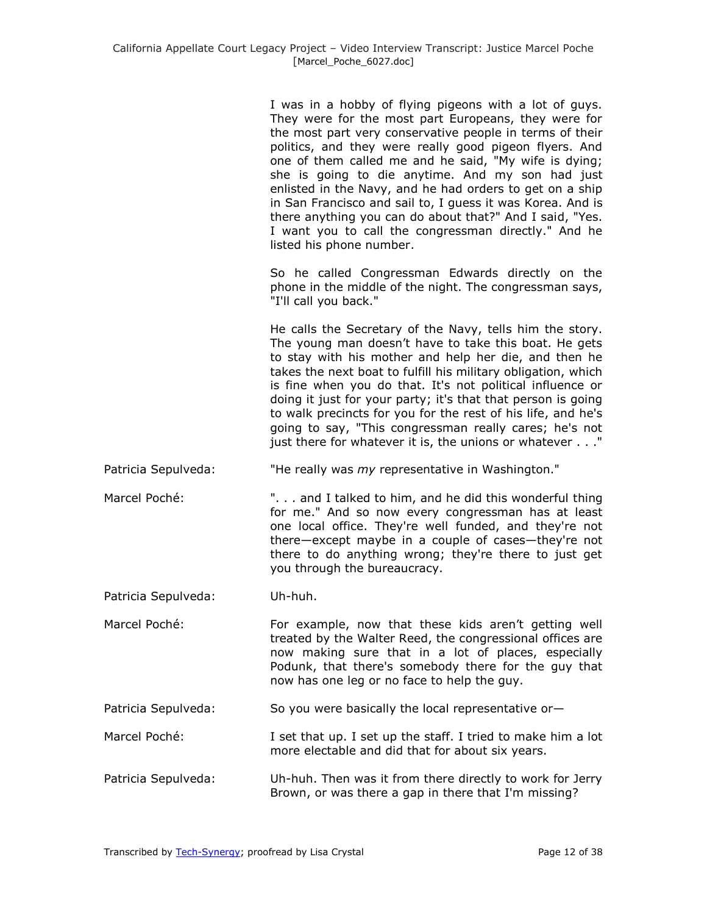I was in a hobby of flying pigeons with a lot of guys. They were for the most part Europeans, they were for the most part very conservative people in terms of their politics, and they were really good pigeon flyers. And one of them called me and he said, "My wife is dying; she is going to die anytime. And my son had just enlisted in the Navy, and he had orders to get on a ship in San Francisco and sail to, I guess it was Korea. And is there anything you can do about that?" And I said, "Yes. I want you to call the congressman directly." And he listed his phone number.

So he called Congressman Edwards directly on the phone in the middle of the night. The congressman says, "I'll call you back."

He calls the Secretary of the Navy, tells him the story. The young man doesn't have to take this boat. He gets to stay with his mother and help her die, and then he takes the next boat to fulfill his military obligation, which is fine when you do that. It's not political influence or doing it just for your party; it's that that person is going to walk precincts for you for the rest of his life, and he's going to say, "This congressman really cares; he's not just there for whatever it is, the unions or whatever . . ."

Patricia Sepulveda: "He really was *my* representative in Washington."

Marcel Poché: ". . . and I talked to him, and he did this wonderful thing for me." And so now every congressman has at least one local office. They're well funded, and they're not there—except maybe in a couple of cases—they're not there to do anything wrong; they're there to just get you through the bureaucracy.

Patricia Sepulveda: Uh-huh.

Marcel Poché: For example, now that these kids aren't getting well treated by the Walter Reed, the congressional offices are now making sure that in a lot of places, especially Podunk, that there's somebody there for the guy that now has one leg or no face to help the guy.

Patricia Sepulveda: So you were basically the local representative or—

Marcel Poché: I set that up. I set up the staff. I tried to make him a lot more electable and did that for about six years.

Patricia Sepulveda: Uh-huh. Then was it from there directly to work for Jerry Brown, or was there a gap in there that I'm missing?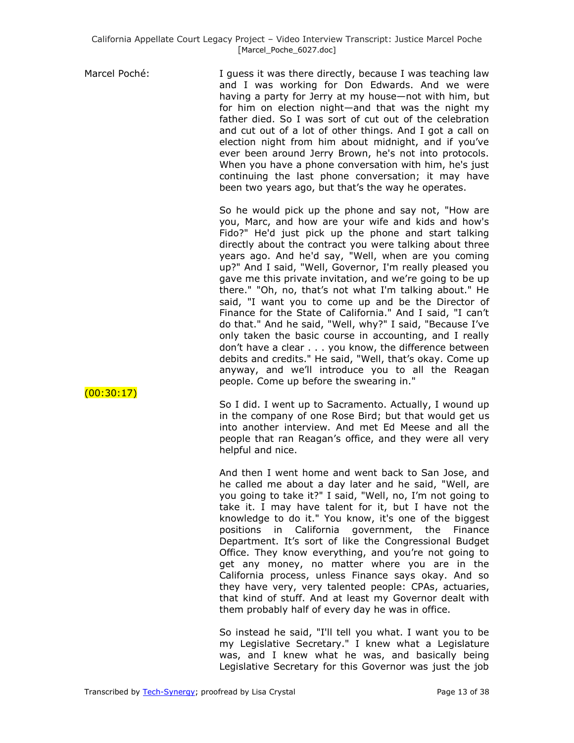Marcel Poché: I guess it was there directly, because I was teaching law and I was working for Don Edwards. And we were having a party for Jerry at my house—not with him, but for him on election night—and that was the night my father died. So I was sort of cut out of the celebration and cut out of a lot of other things. And I got a call on election night from him about midnight, and if you've ever been around Jerry Brown, he's not into protocols. When you have a phone conversation with him, he's just continuing the last phone conversation; it may have been two years ago, but that's the way he operates.

So he would pick up the phone and say not, "How are you, Marc, and how are your wife and kids and how's Fido?" He'd just pick up the phone and start talking directly about the contract you were talking about three years ago. And he'd say, "Well, when are you coming up?" And I said, "Well, Governor, I'm really pleased you gave me this private invitation, and we're going to be up there." "Oh, no, that's not what I'm talking about." He said, "I want you to come up and be the Director of Finance for the State of California." And I said, "I can't do that." And he said, "Well, why?" I said, "Because I've only taken the basic course in accounting, and I really don't have a clear . . . you know, the difference between debits and credits." He said, "Well, that's okay. Come up anyway, and we'll introduce you to all the Reagan people. Come up before the swearing in."

(00:30:17)

So I did. I went up to Sacramento. Actually, I wound up in the company of one Rose Bird; but that would get us into another interview. And met Ed Meese and all the people that ran Reagan's office, and they were all very helpful and nice.

And then I went home and went back to San Jose, and he called me about a day later and he said, "Well, are you going to take it?" I said, "Well, no, I'm not going to take it. I may have talent for it, but I have not the knowledge to do it." You know, it's one of the biggest positions in California government, the Finance Department. It's sort of like the Congressional Budget Office. They know everything, and you're not going to get any money, no matter where you are in the California process, unless Finance says okay. And so they have very, very talented people: CPAs, actuaries, that kind of stuff. And at least my Governor dealt with them probably half of every day he was in office.

So instead he said, "I'll tell you what. I want you to be my Legislative Secretary." I knew what a Legislature was, and I knew what he was, and basically being Legislative Secretary for this Governor was just the job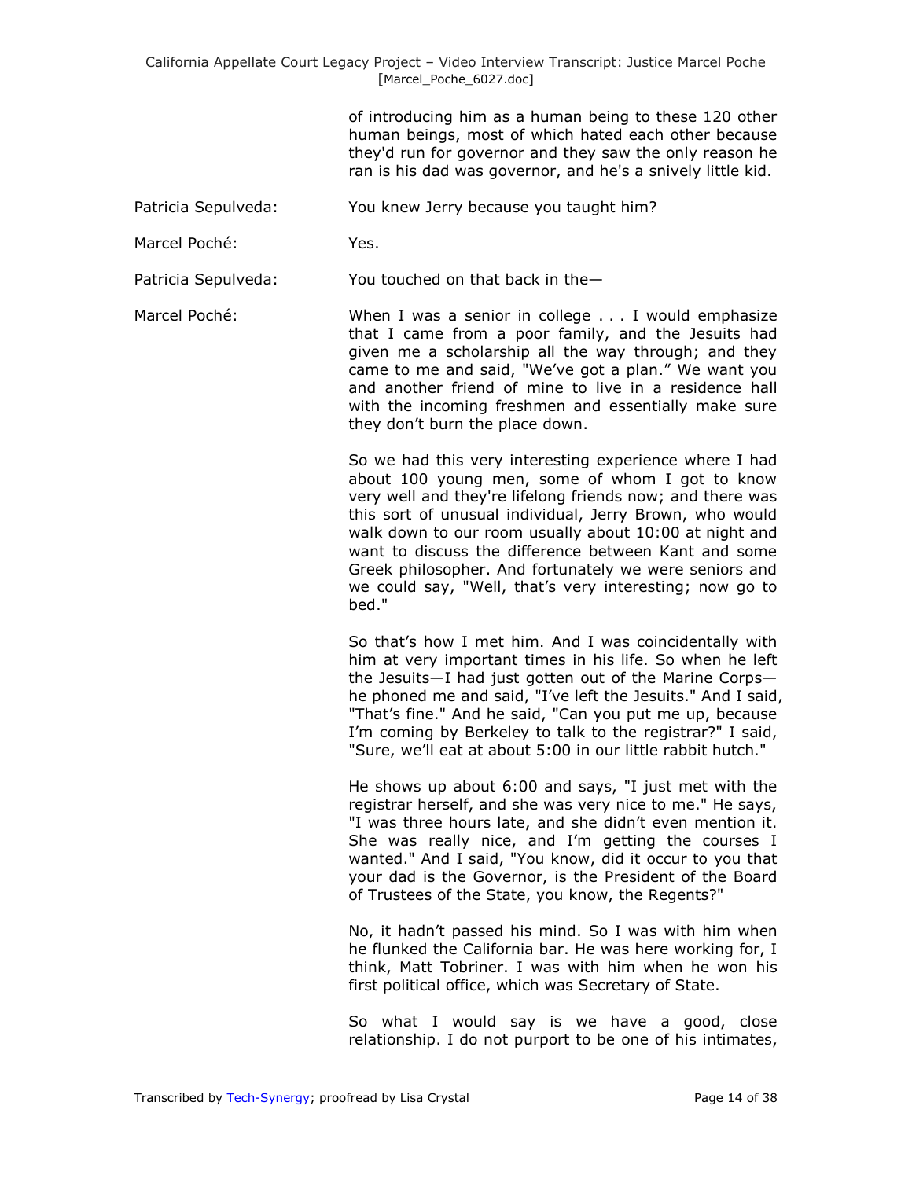of introducing him as a human being to these 120 other human beings, most of which hated each other because they'd run for governor and they saw the only reason he ran is his dad was governor, and he's a snively little kid.

Patricia Sepulveda: You knew Jerry because you taught him?

Marcel Poché: Yes.

Patricia Sepulveda: You touched on that back in the—

Marcel Poché: When I was a senior in college . . . I would emphasize that I came from a poor family, and the Jesuits had given me a scholarship all the way through; and they came to me and said, "We've got a plan." We want you and another friend of mine to live in a residence hall with the incoming freshmen and essentially make sure they don't burn the place down.

So we had this very interesting experience where I had about 100 young men, some of whom I got to know very well and they're lifelong friends now; and there was this sort of unusual individual, Jerry Brown, who would walk down to our room usually about 10:00 at night and want to discuss the difference between Kant and some Greek philosopher. And fortunately we were seniors and we could say, "Well, that's very interesting; now go to bed."

So that's how I met him. And I was coincidentally with him at very important times in his life. So when he left the Jesuits—I had just gotten out of the Marine Corps—he phoned me and said, "I've left the Jesuits." And I said, "That's fine." And he said, "Can you put me up, because I'm coming by Berkeley to talk to the registrar?" I said, "Sure, we'll eat at about 5:00 in our little rabbit hutch."

He shows up about 6:00 and says, "I just met with the registrar herself, and she was very nice to me." He says, "I was three hours late, and she didn't even mention it. She was really nice, and I'm getting the courses I wanted." And I said, "You know, did it occur to you that your dad is the Governor, is the President of the Board of Trustees of the State, you know, the Regents?"

No, it hadn't passed his mind. So I was with him when he flunked the California bar. He was here working for, I think, Matt Tobriner. I was with him when he won his first political office, which was Secretary of State.

So what I would say is we have a good, close relationship. I do not purport to be one of his intimates,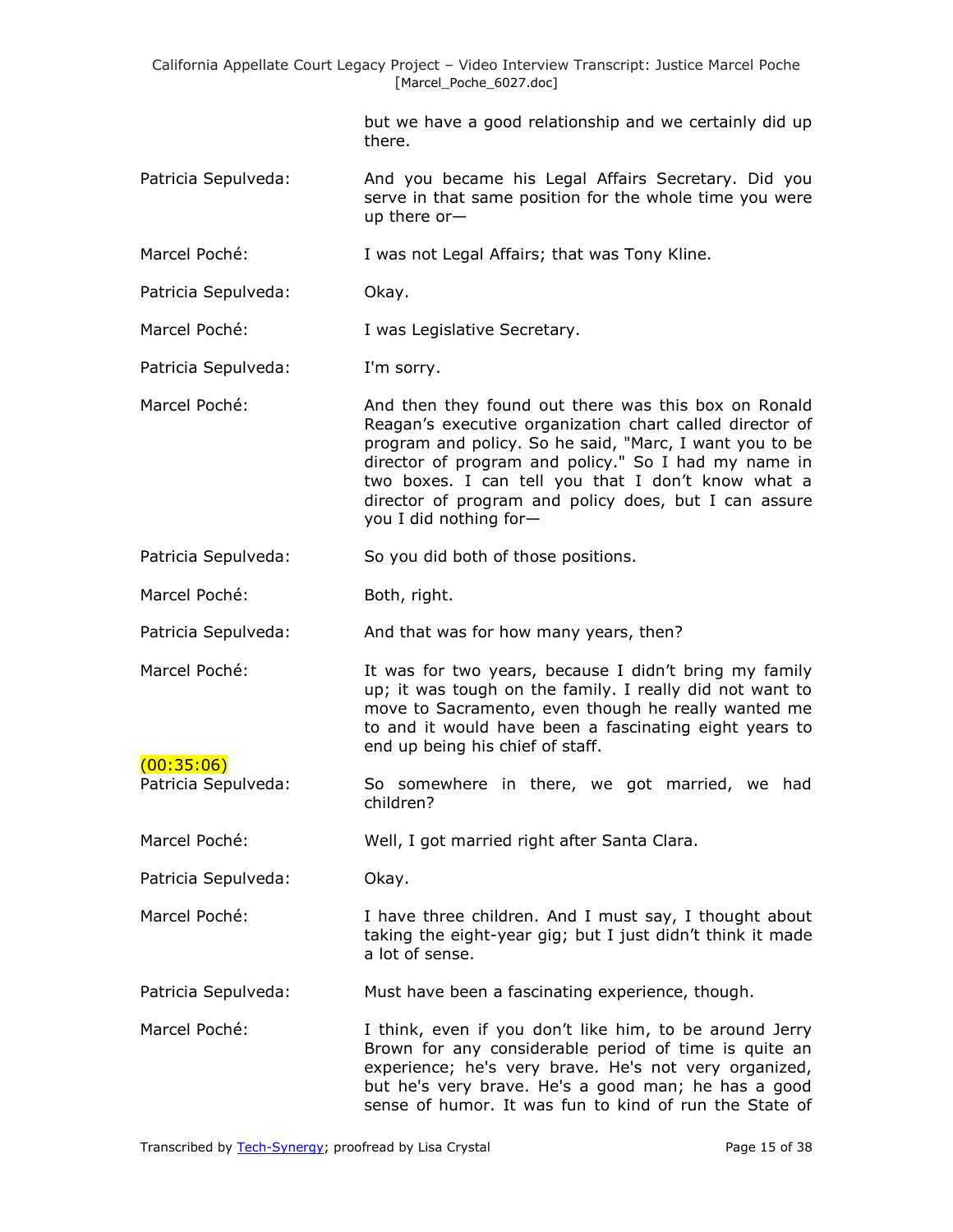but we have a good relationship and we certainly did up there.

Patricia Sepulveda: And you became his Legal Affairs Secretary. Did you serve in that same position for the whole time you were up there or—

Marcel Poché: I was not Legal Affairs; that was Tony Kline.

Patricia Sepulveda: Okay.

Marcel Poché: I was Legislative Secretary.

Patricia Sepulveda: I'm sorry.

Marcel Poché: And then they found out there was this box on Ronald Reagan's executive organization chart called director of program and policy. So he said, "Marc, I want you to be director of program and policy." So I had my name in two boxes. I can tell you that I don't know what a director of program and policy does, but I can assure you I did nothing for—

Patricia Sepulveda: So you did both of those positions.

Marcel Poché: Both, right.

Patricia Sepulveda: And that was for how many years, then?

Marcel Poché: It was for two years, because I didn't bring my family up; it was tough on the family. I really did not want to move to Sacramento, even though he really wanted me to and it would have been a fascinating eight years to end up being his chief of staff.

(00:35:06)

Patricia Sepulveda: So somewhere in there, we got married, we had children?

Marcel Poché: Well, I got married right after Santa Clara.

Patricia Sepulveda: Okay.

Marcel Poché: I have three children. And I must say, I thought about taking the eight-year gig; but I just didn't think it made a lot of sense.

Patricia Sepulveda: Must have been a fascinating experience, though.

Marcel Poché: I think, even if you don't like him, to be around Jerry Brown for any considerable period of time is quite an experience; he's very brave. He's not very organized, but he's very brave. He's a good man; he has a good sense of humor. It was fun to kind of run the State of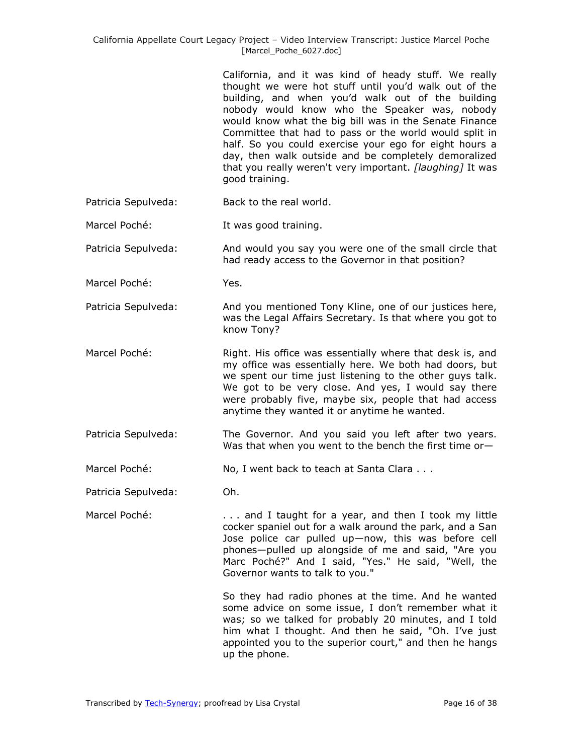California, and it was kind of heady stuff. We really thought we were hot stuff until you'd walk out of the building, and when you'd walk out of the building nobody would know who the Speaker was, nobody would know what the big bill was in the Senate Finance Committee that had to pass or the world would split in half. So you could exercise your ego for eight hours a day, then walk outside and be completely demoralized that you really weren't very important. *[laughing]* It was good training.

Patricia Sepulveda: Back to the real world.

Marcel Poché: It was good training.

Patricia Sepulveda: And would you say you were one of the small circle that had ready access to the Governor in that position?

Marcel Poché: Yes.

Patricia Sepulveda: And you mentioned Tony Kline, one of our justices here, was the Legal Affairs Secretary. Is that where you got to know Tony?

Marcel Poché: Right. His office was essentially where that desk is, and my office was essentially here. We both had doors, but we spent our time just listening to the other guys talk. We got to be very close. And yes, I would say there were probably five, maybe six, people that had access anytime they wanted it or anytime he wanted.

Patricia Sepulveda: The Governor. And you said you left after two years. Was that when you went to the bench the first time or—

Marcel Poché: No, I went back to teach at Santa Clara . . .

Patricia Sepulveda: Oh.

Marcel Poché: . . . and I taught for a year, and then I took my little cocker spaniel out for a walk around the park, and a San Jose police car pulled up—now, this was before cell phones—pulled up alongside of me and said, "Are you Marc Poché?" And I said, "Yes." He said, "Well, the Governor wants to talk to you."

So they had radio phones at the time. And he wanted some advice on some issue, I don't remember what it was; so we talked for probably 20 minutes, and I told him what I thought. And then he said, "Oh. I've just appointed you to the superior court," and then he hangs up the phone.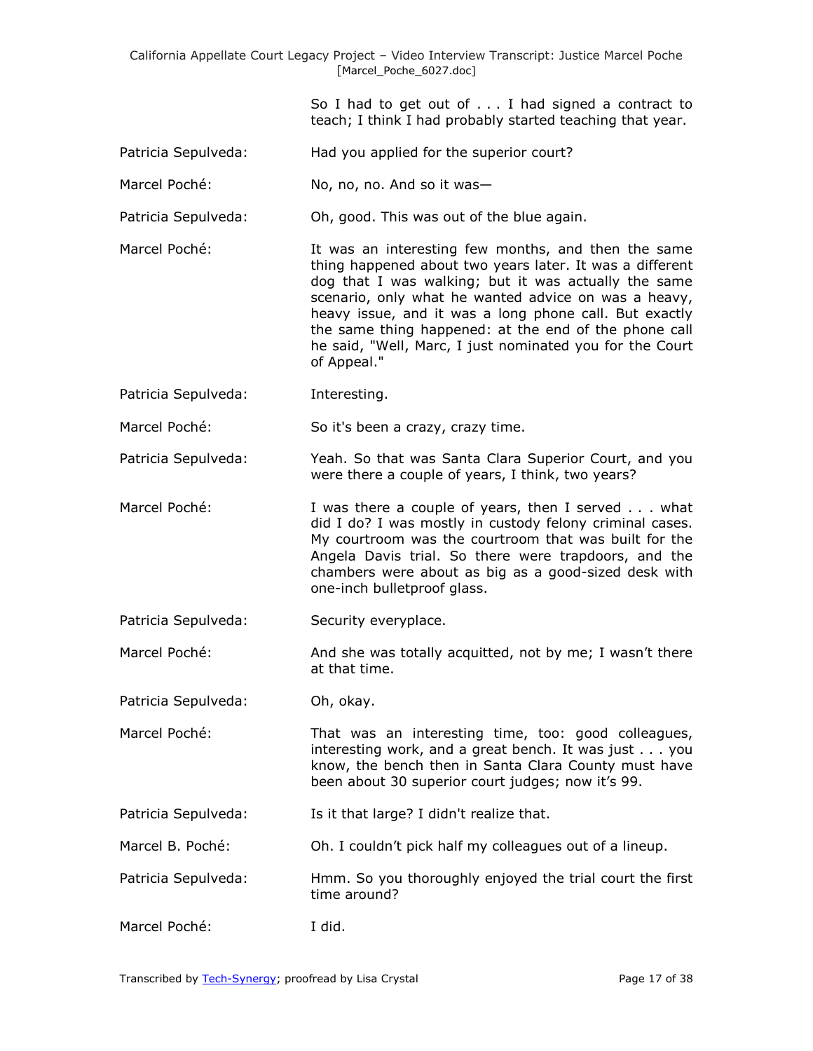So I had to get out of . . . I had signed a contract to teach; I think I had probably started teaching that year.

Patricia Sepulveda: Had you applied for the superior court?

Marcel Poché: No, no, no. And so it was—

Patricia Sepulveda: Oh, good. This was out of the blue again.

Marcel Poché: It was an interesting few months, and then the same thing happened about two years later. It was a different dog that I was walking; but it was actually the same scenario, only what he wanted advice on was a heavy, heavy issue, and it was a long phone call. But exactly the same thing happened: at the end of the phone call he said, "Well, Marc, I just nominated you for the Court of Appeal."

Patricia Sepulveda: Interesting.

Marcel Poché: So it's been a crazy, crazy time.

Patricia Sepulveda: Yeah. So that was Santa Clara Superior Court, and you were there a couple of years, I think, two years?

Marcel Poché: I was there a couple of years, then I served . . . what did I do? I was mostly in custody felony criminal cases. My courtroom was the courtroom that was built for the Angela Davis trial. So there were trapdoors, and the chambers were about as big as a good-sized desk with one-inch bulletproof glass.

Patricia Sepulveda: Security everyplace.

Marcel Poché: And she was totally acquitted, not by me; I wasn't there at that time.

Patricia Sepulveda: Oh, okay.

Marcel Poché: That was an interesting time, too: good colleagues, interesting work, and a great bench. It was just . . . you know, the bench then in Santa Clara County must have been about 30 superior court judges; now it's 99.

Patricia Sepulveda: Is it that large? I didn't realize that.

Marcel B. Poché: Oh. I couldn't pick half my colleagues out of a lineup.

Patricia Sepulveda: Hmm. So you thoroughly enjoyed the trial court the first time around?

Marcel Poché: I did.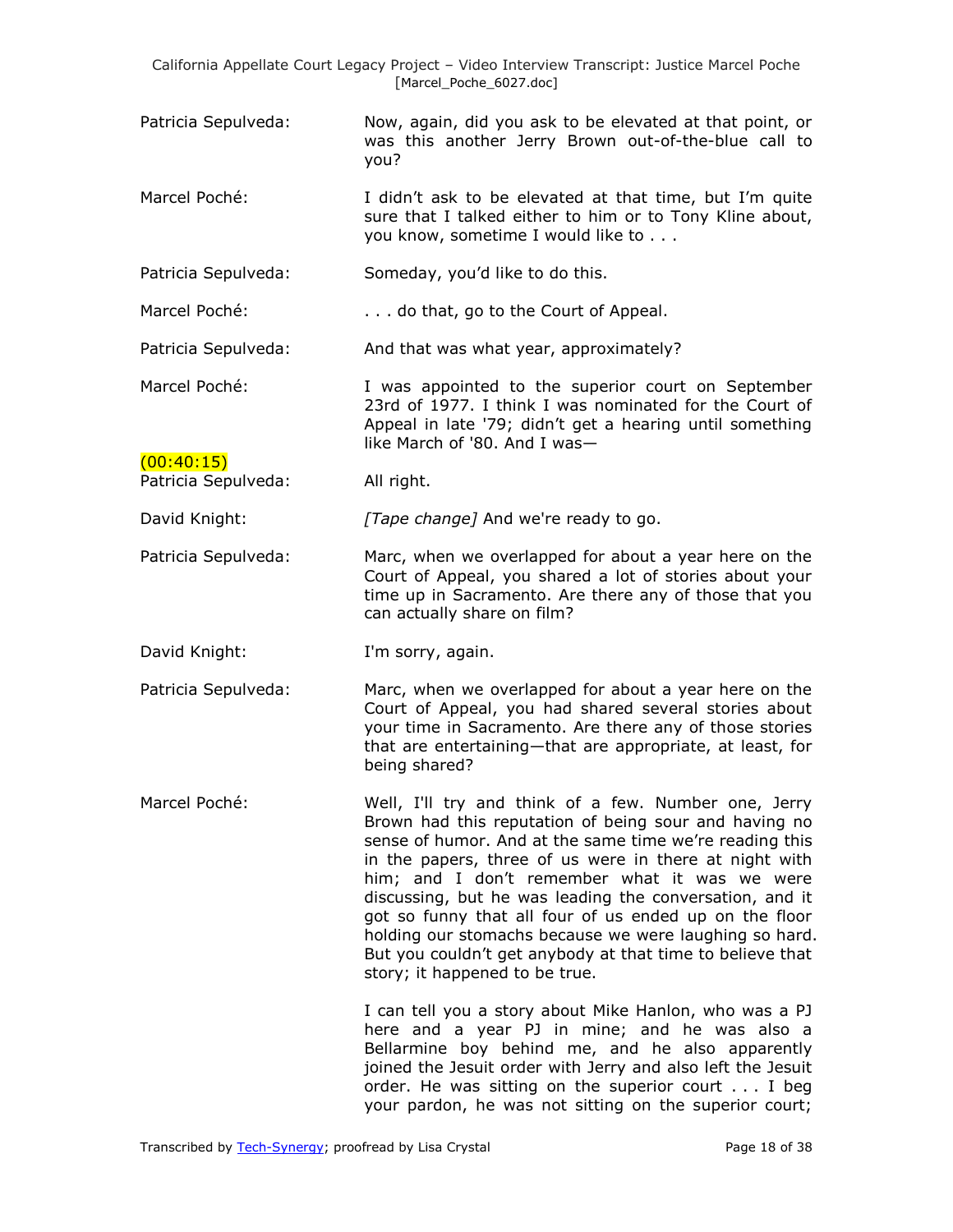Patricia Sepulveda: Now, again, did you ask to be elevated at that point, or was this another Jerry Brown out-of-the-blue call to you?

Marcel Poché: I didn't ask to be elevated at that time, but I'm quite sure that I talked either to him or to Tony Kline about, you know, sometime I would like to . . .

Patricia Sepulveda: Someday, you'd like to do this.

Marcel Poché: . . . do that, go to the Court of Appeal.

Patricia Sepulveda: And that was what year, approximately?

Marcel Poché: I was appointed to the superior court on September 23rd of 1977. I think I was nominated for the Court of Appeal in late '79; didn't get a hearing until something like March of '80. And I was—

(00:40:15)

Patricia Sepulveda: All right.

David Knight: *[Tape change]* And we're ready to go.

Patricia Sepulveda: Marc, when we overlapped for about a year here on the Court of Appeal, you shared a lot of stories about your time up in Sacramento. Are there any of those that you can actually share on film?

David Knight: I'm sorry, again.

Patricia Sepulveda: Marc, when we overlapped for about a year here on the Court of Appeal, you had shared several stories about your time in Sacramento. Are there any of those stories that are entertaining—that are appropriate, at least, for being shared?

Marcel Poché: Well, I'll try and think of a few. Number one, Jerry Brown had this reputation of being sour and having no sense of humor. And at the same time we're reading this in the papers, three of us were in there at night with him; and I don't remember what it was we were discussing, but he was leading the conversation, and it got so funny that all four of us ended up on the floor holding our stomachs because we were laughing so hard. But you couldn't get anybody at that time to believe that story; it happened to be true.

I can tell you a story about Mike Hanlon, who was a PJ here and a year PJ in mine; and he was also a Bellarmine boy behind me, and he also apparently joined the Jesuit order with Jerry and also left the Jesuit order. He was sitting on the superior court . . . I beg your pardon, he was not sitting on the superior court;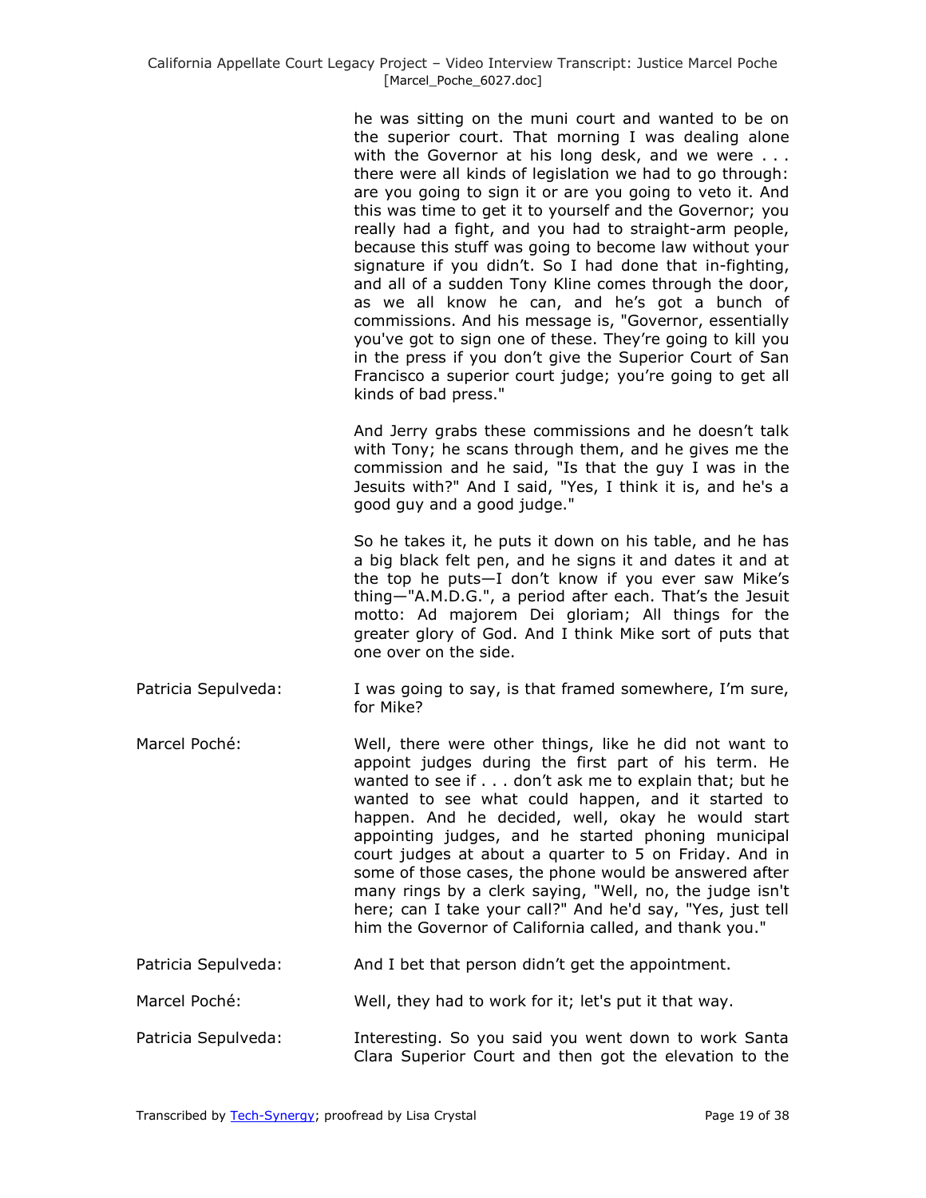he was sitting on the muni court and wanted to be on the superior court. That morning I was dealing alone with the Governor at his long desk, and we were . . . there were all kinds of legislation we had to go through: are you going to sign it or are you going to veto it. And this was time to get it to yourself and the Governor; you really had a fight, and you had to straight-arm people, because this stuff was going to become law without your signature if you didn't. So I had done that in-fighting, and all of a sudden Tony Kline comes through the door, as we all know he can, and he's got a bunch of commissions. And his message is, "Governor, essentially you've got to sign one of these. They're going to kill you in the press if you don't give the Superior Court of San Francisco a superior court judge; you're going to get all kinds of bad press."

And Jerry grabs these commissions and he doesn't talk with Tony; he scans through them, and he gives me the commission and he said, "Is that the guy I was in the Jesuits with?" And I said, "Yes, I think it is, and he's a good guy and a good judge."

So he takes it, he puts it down on his table, and he has a big black felt pen, and he signs it and dates it and at the top he puts—I don't know if you ever saw Mike's thing—"A.M.D.G.", a period after each. That's the Jesuit motto: Ad majorem Dei gloriam; All things for the greater glory of God. And I think Mike sort of puts that one over on the side.

Patricia Sepulveda: I was going to say, is that framed somewhere, I'm sure, for Mike?

Marcel Poché: Well, there were other things, like he did not want to appoint judges during the first part of his term. He wanted to see if . . . don't ask me to explain that; but he wanted to see what could happen, and it started to happen. And he decided, well, okay he would start appointing judges, and he started phoning municipal court judges at about a quarter to 5 on Friday. And in some of those cases, the phone would be answered after many rings by a clerk saying, "Well, no, the judge isn't here; can I take your call?" And he'd say, "Yes, just tell him the Governor of California called, and thank you."

Patricia Sepulveda: And I bet that person didn't get the appointment.

Marcel Poché: Well, they had to work for it; let's put it that way.

Patricia Sepulveda: Interesting. So you said you went down to work Santa Clara Superior Court and then got the elevation to the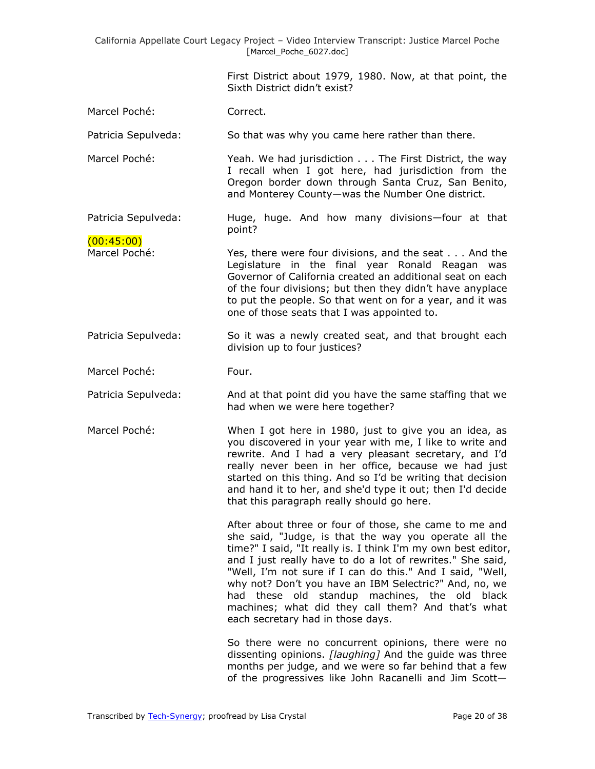First District about 1979, 1980. Now, at that point, the Sixth District didn't exist?

Marcel Poché: Correct.

Patricia Sepulveda: So that was why you came here rather than there.

Marcel Poché: Yeah. We had jurisdiction . . . The First District, the way I recall when I got here, had jurisdiction from the Oregon border down through Santa Cruz, San Benito, and Monterey County—was the Number One district.

Patricia Sepulveda: Huge, huge. And how many divisions—four at that point?

(00:45:00)

Marcel Poché: Yes, there were four divisions, and the seat . . . And the Legislature in the final year Ronald Reagan was Governor of California created an additional seat on each of the four divisions; but then they didn't have anyplace to put the people. So that went on for a year, and it was one of those seats that I was appointed to.

Patricia Sepulveda: So it was a newly created seat, and that brought each division up to four justices?

Marcel Poché: Four.

Patricia Sepulveda: And at that point did you have the same staffing that we had when we were here together?

Marcel Poché: When I got here in 1980, just to give you an idea, as you discovered in your year with me, I like to write and rewrite. And I had a very pleasant secretary, and I'd really never been in her office, because we had just started on this thing. And so I'd be writing that decision and hand it to her, and she'd type it out; then I'd decide that this paragraph really should go here.

After about three or four of those, she came to me and she said, "Judge, is that the way you operate all the time?" I said, "It really is. I think I'm my own best editor, and I just really have to do a lot of rewrites." She said, "Well, I'm not sure if I can do this." And I said, "Well, why not? Don't you have an IBM Selectric?" And, no, we had these old standup machines, the old black machines; what did they call them? And that's what each secretary had in those days.

So there were no concurrent opinions, there were no dissenting opinions. *[laughing]* And the guide was three months per judge, and we were so far behind that a few of the progressives like John Racanelli and Jim Scott—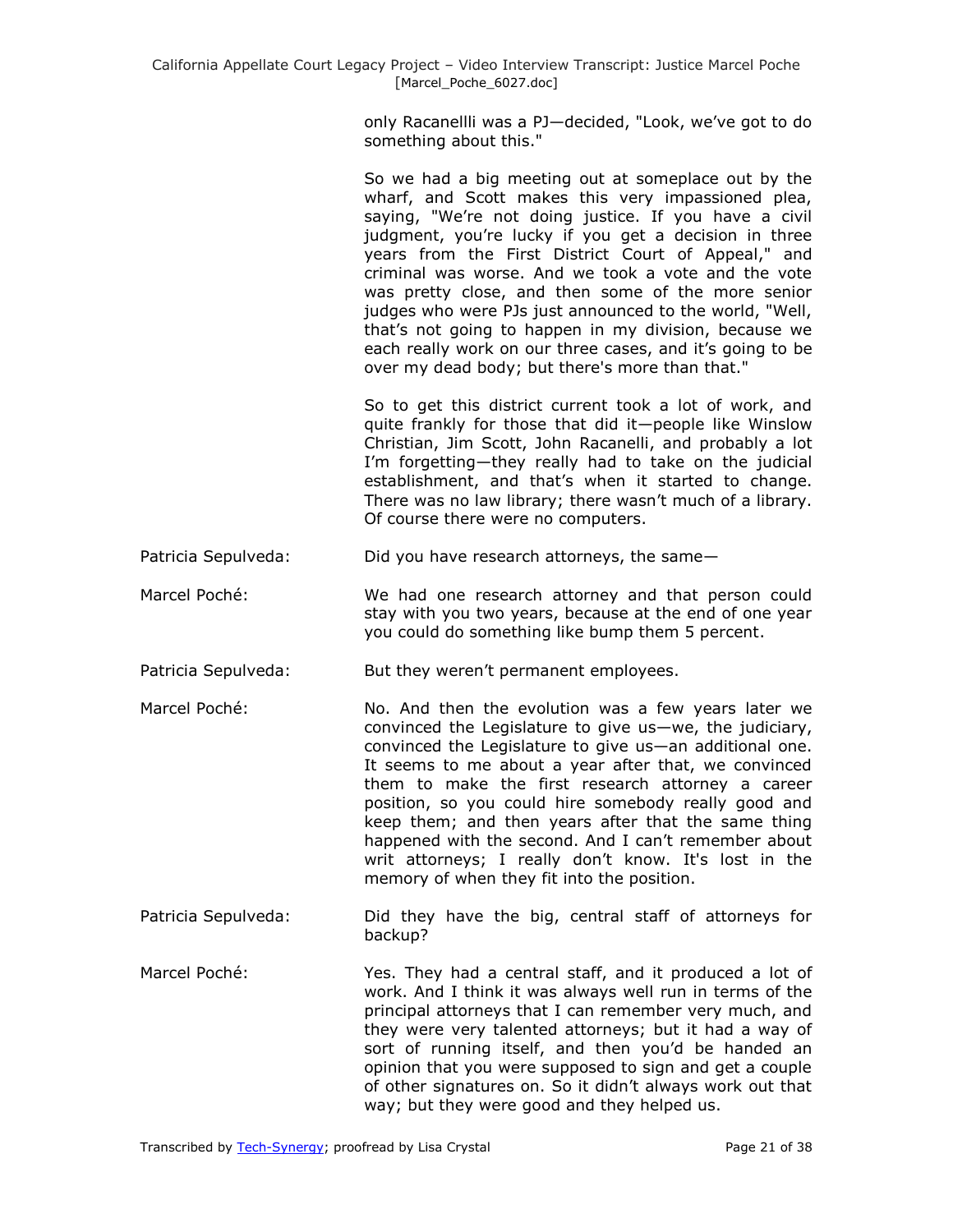only Racanellli was a PJ—decided, "Look, we've got to do something about this."

So we had a big meeting out at someplace out by the wharf, and Scott makes this very impassioned plea, saying, "We're not doing justice. If you have a civil judgment, you're lucky if you get a decision in three years from the First District Court of Appeal," and criminal was worse. And we took a vote and the vote was pretty close, and then some of the more senior judges who were PJs just announced to the world, "Well, that's not going to happen in my division, because we each really work on our three cases, and it's going to be over my dead body; but there's more than that."

So to get this district current took a lot of work, and quite frankly for those that did it—people like Winslow Christian, Jim Scott, John Racanelli, and probably a lot I'm forgetting—they really had to take on the judicial establishment, and that's when it started to change. There was no law library; there wasn't much of a library. Of course there were no computers.

Patricia Sepulveda: Did you have research attorneys, the same—

Marcel Poché: We had one research attorney and that person could stay with you two years, because at the end of one year you could do something like bump them 5 percent.

Patricia Sepulveda: But they weren't permanent employees.

Marcel Poché: No. And then the evolution was a few years later we convinced the Legislature to give us—we, the judiciary, convinced the Legislature to give us—an additional one. It seems to me about a year after that, we convinced them to make the first research attorney a career position, so you could hire somebody really good and keep them; and then years after that the same thing happened with the second. And I can't remember about writ attorneys; I really don't know. It's lost in the memory of when they fit into the position.

Patricia Sepulveda: Did they have the big, central staff of attorneys for backup?

Marcel Poché: Yes. They had a central staff, and it produced a lot of work. And I think it was always well run in terms of the principal attorneys that I can remember very much, and they were very talented attorneys; but it had a way of sort of running itself, and then you'd be handed an opinion that you were supposed to sign and get a couple of other signatures on. So it didn't always work out that way; but they were good and they helped us.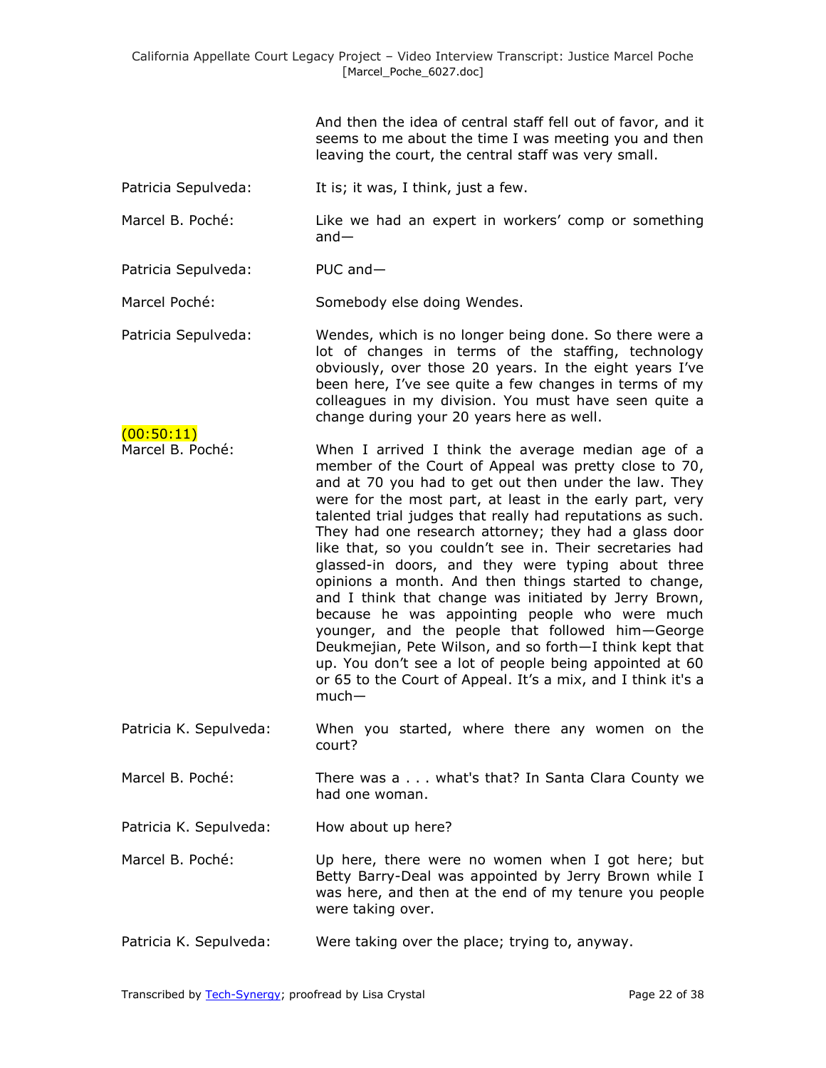And then the idea of central staff fell out of favor, and it seems to me about the time I was meeting you and then leaving the court, the central staff was very small.

Patricia Sepulveda: It is; it was, I think, just a few.

Marcel B. Poché: Like we had an expert in workers' comp or something and—

Patricia Sepulveda: PUC and—

Marcel Poché: Somebody else doing Wendes.

Patricia Sepulveda: Wendes, which is no longer being done. So there were a lot of changes in terms of the staffing, technology obviously, over those 20 years. In the eight years I've been here, I've see quite a few changes in terms of my colleagues in my division. You must have seen quite a change during your 20 years here as well.

(00:50:11)

Marcel B. Poché: When I arrived I think the average median age of a member of the Court of Appeal was pretty close to 70, and at 70 you had to get out then under the law. They were for the most part, at least in the early part, very talented trial judges that really had reputations as such. They had one research attorney; they had a glass door like that, so you couldn't see in. Their secretaries had glassed-in doors, and they were typing about three opinions a month. And then things started to change, and I think that change was initiated by Jerry Brown, because he was appointing people who were much younger, and the people that followed him—George Deukmejian, Pete Wilson, and so forth—I think kept that up. You don't see a lot of people being appointed at 60 or 65 to the Court of Appeal. It's a mix, and I think it's a much—

Patricia K. Sepulveda: When you started, where there any women on the court?

Marcel B. Poché: There was a . . . what's that? In Santa Clara County we had one woman.

Patricia K. Sepulveda: How about up here?

Marcel B. Poché: Up here, there were no women when I got here; but Betty Barry-Deal was appointed by Jerry Brown while I was here, and then at the end of my tenure you people were taking over.

Patricia K. Sepulveda: Were taking over the place; trying to, anyway.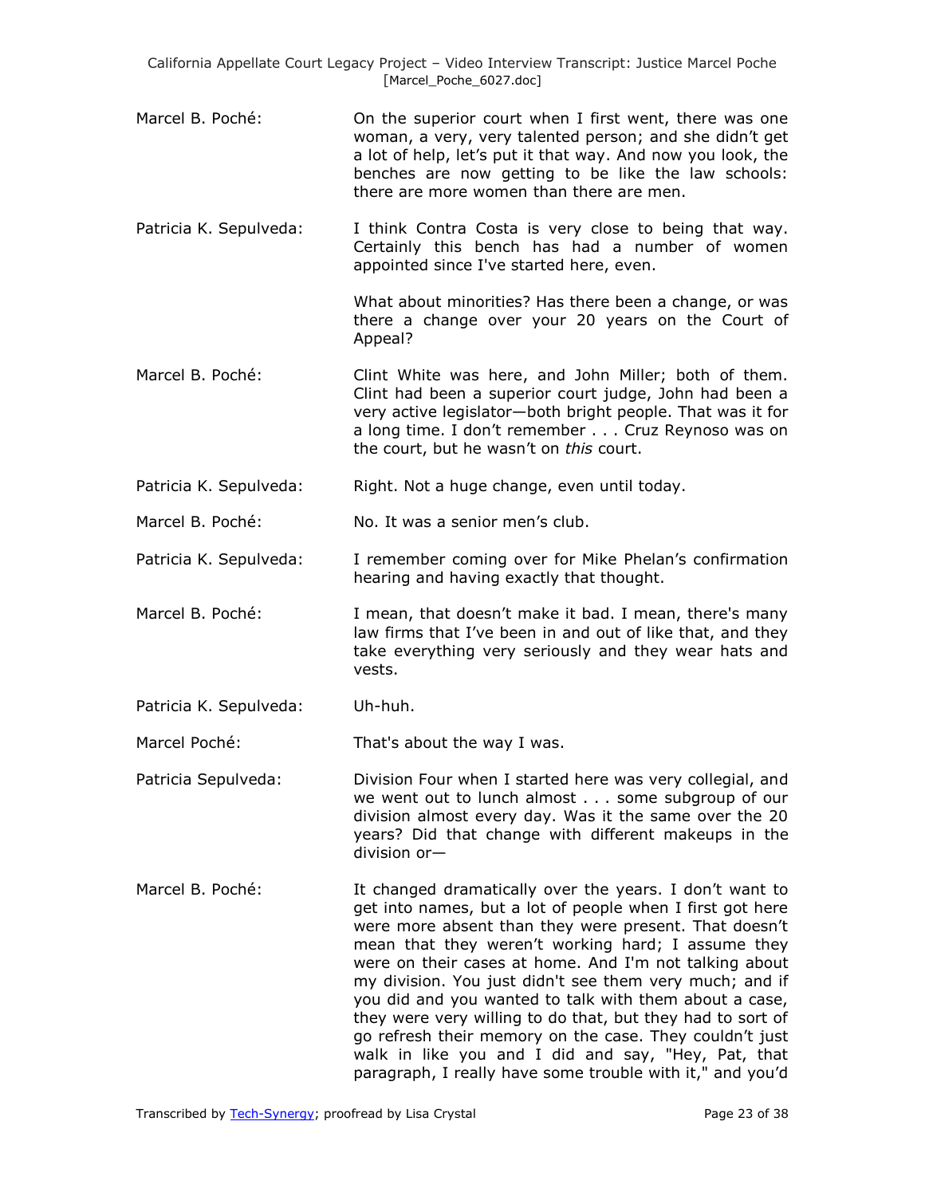Marcel B. Poché: On the superior court when I first went, there was one woman, a very, very talented person; and she didn't get a lot of help, let's put it that way. And now you look, the benches are now getting to be like the law schools: there are more women than there are men.

Patricia K. Sepulveda: I think Contra Costa is very close to being that way. Certainly this bench has had a number of women appointed since I've started here, even.

What about minorities? Has there been a change, or was there a change over your 20 years on the Court of Appeal?

Marcel B. Poché: Clint White was here, and John Miller; both of them. Clint had been a superior court judge, John had been a very active legislator—both bright people. That was it for a long time. I don't remember . . . Cruz Reynoso was on the court, but he wasn't on *this* court.

Patricia K. Sepulveda: Right. Not a huge change, even until today.

Marcel B. Poché: No. It was a senior men's club.

Patricia K. Sepulveda: I remember coming over for Mike Phelan's confirmation hearing and having exactly that thought.

Marcel B. Poché: I mean, that doesn't make it bad. I mean, there's many law firms that I've been in and out of like that, and they take everything very seriously and they wear hats and vests.

Patricia K. Sepulveda: Uh-huh.

Marcel Poché: That's about the way I was.

Patricia Sepulveda: Division Four when I started here was very collegial, and we went out to lunch almost . . . some subgroup of our division almost every day. Was it the same over the 20 years? Did that change with different makeups in the division or—

Marcel B. Poché: It changed dramatically over the years. I don't want to get into names, but a lot of people when I first got here were more absent than they were present. That doesn't mean that they weren't working hard; I assume they were on their cases at home. And I'm not talking about my division. You just didn't see them very much; and if you did and you wanted to talk with them about a case, they were very willing to do that, but they had to sort of go refresh their memory on the case. They couldn't just walk in like you and I did and say, "Hey, Pat, that paragraph, I really have some trouble with it," and you'd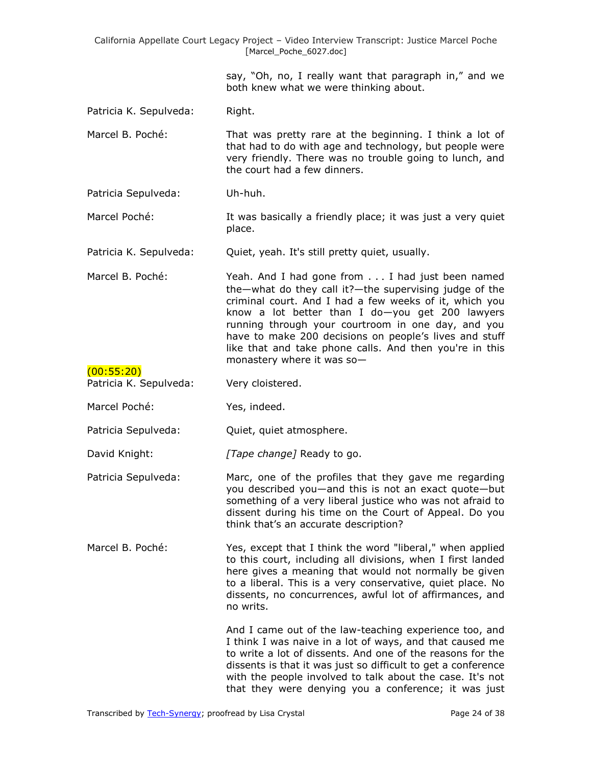say, "Oh, no, I really want that paragraph in," and we both knew what we were thinking about.

Patricia K. Sepulveda: Right.

Marcel B. Poché: That was pretty rare at the beginning. I think a lot of that had to do with age and technology, but people were very friendly. There was no trouble going to lunch, and the court had a few dinners.

Patricia Sepulveda: Uh-huh.

Marcel Poché: It was basically a friendly place; it was just a very quiet place.

Patricia K. Sepulveda: Quiet, yeah. It's still pretty quiet, usually.

Marcel B. Poché: Yeah. And I had gone from . . . I had just been named the—what do they call it?—the supervising judge of the criminal court. And I had a few weeks of it, which you know a lot better than I do—you get 200 lawyers running through your courtroom in one day, and you have to make 200 decisions on people's lives and stuff like that and take phone calls. And then you're in this monastery where it was so—

(00:55:20)

Patricia K. Sepulveda: Very cloistered.

Marcel Poché: Yes, indeed.

Patricia Sepulveda: Quiet, quiet atmosphere.

David Knight: *[Tape change]* Ready to go.

Patricia Sepulveda: Marc, one of the profiles that they gave me regarding you described you—and this is not an exact quote—but something of a very liberal justice who was not afraid to dissent during his time on the Court of Appeal. Do you think that's an accurate description?

Marcel B. Poché: Yes, except that I think the word "liberal," when applied to this court, including all divisions, when I first landed here gives a meaning that would not normally be given to a liberal. This is a very conservative, quiet place. No dissents, no concurrences, awful lot of affirmances, and no writs.

And I came out of the law-teaching experience too, and I think I was naive in a lot of ways, and that caused me to write a lot of dissents. And one of the reasons for the dissents is that it was just so difficult to get a conference with the people involved to talk about the case. It's not that they were denying you a conference; it was just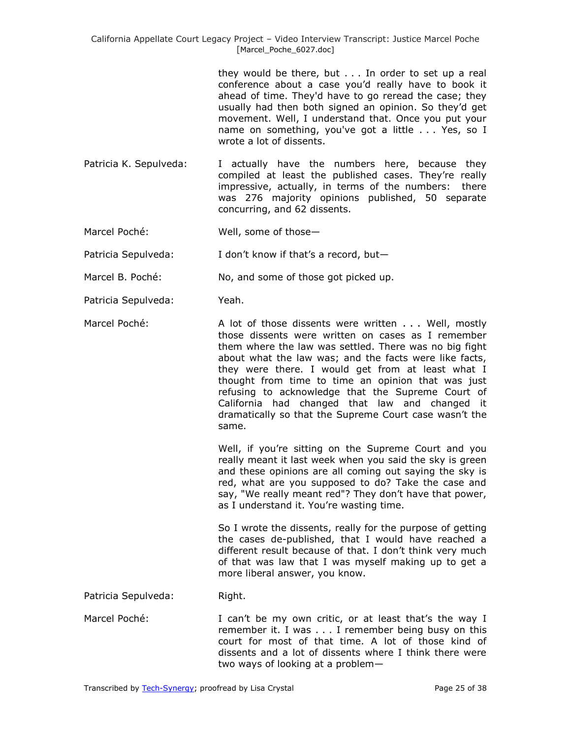they would be there, but . . . In order to set up a real conference about a case you'd really have to book it ahead of time. They'd have to go reread the case; they usually had then both signed an opinion. So they'd get movement. Well, I understand that. Once you put your name on something, you've got a little . . . Yes, so I wrote a lot of dissents.

Patricia K. Sepulveda: I actually have the numbers here, because they compiled at least the published cases. They're really impressive, actually, in terms of the numbers: there was 276 majority opinions published, 50 separate concurring, and 62 dissents.

Marcel Poché: Well, some of those—

Patricia Sepulveda: I don't know if that's a record, but—

Marcel B. Poché: No, and some of those got picked up.

Patricia Sepulveda: Yeah.

Marcel Poché: A lot of those dissents were written . . . Well, mostly those dissents were written on cases as I remember them where the law was settled. There was no big fight about what the law was; and the facts were like facts, they were there. I would get from at least what I thought from time to time an opinion that was just refusing to acknowledge that the Supreme Court of California had changed that law and changed it dramatically so that the Supreme Court case wasn't the same.

Well, if you're sitting on the Supreme Court and you really meant it last week when you said the sky is green and these opinions are all coming out saying the sky is red, what are you supposed to do? Take the case and say, "We really meant red"? They don't have that power, as I understand it. You're wasting time.

So I wrote the dissents, really for the purpose of getting the cases de-published, that I would have reached a different result because of that. I don't think very much of that was law that I was myself making up to get a more liberal answer, you know.

Patricia Sepulveda: Right.

Marcel Poché: I can't be my own critic, or at least that's the way I remember it. I was . . . I remember being busy on this court for most of that time. A lot of those kind of dissents and a lot of dissents where I think there were two ways of looking at a problem—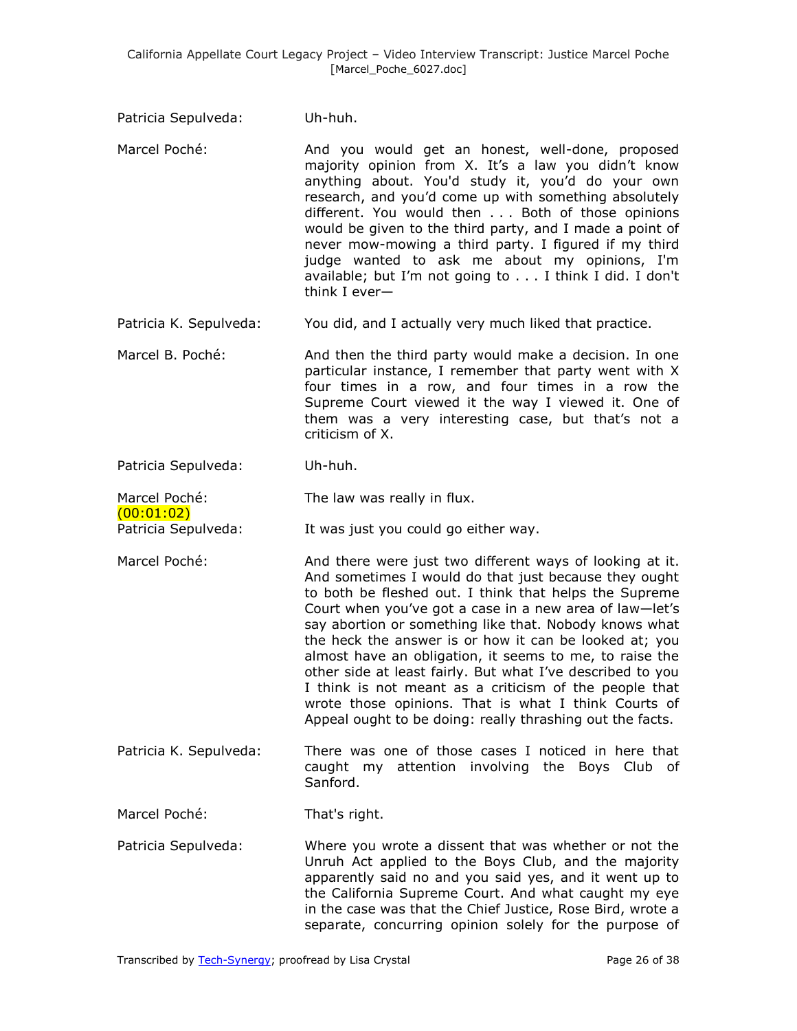Patricia Sepulveda: Uh-huh.

Marcel Poché: And you would get an honest, well-done, proposed majority opinion from X. It's a law you didn't know anything about. You'd study it, you'd do your own research, and you'd come up with something absolutely different. You would then . . . Both of those opinions would be given to the third party, and I made a point of never mow-mowing a third party. I figured if my third judge wanted to ask me about my opinions, I'm available; but I'm not going to . . . I think I did. I don't think I ever—

Patricia K. Sepulveda: You did, and I actually very much liked that practice.

Marcel B. Poché: And then the third party would make a decision. In one particular instance, I remember that party went with X four times in a row, and four times in a row the Supreme Court viewed it the way I viewed it. One of them was a very interesting case, but that's not a criticism of X.

Patricia Sepulveda: Uh-huh.

Marcel Poché: The law was really in flux.

(00:01:02)

Patricia Sepulveda: It was just you could go either way.

Marcel Poché: And there were just two different ways of looking at it. And sometimes I would do that just because they ought to both be fleshed out. I think that helps the Supreme Court when you've got a case in a new area of law—let's say abortion or something like that. Nobody knows what the heck the answer is or how it can be looked at; you almost have an obligation, it seems to me, to raise the other side at least fairly. But what I've described to you I think is not meant as a criticism of the people that wrote those opinions. That is what I think Courts of Appeal ought to be doing: really thrashing out the facts.

Patricia K. Sepulveda: There was one of those cases I noticed in here that caught my attention involving the Boys Club of Sanford.

Marcel Poché: That's right.

Patricia Sepulveda: Where you wrote a dissent that was whether or not the Unruh Act applied to the Boys Club, and the majority apparently said no and you said yes, and it went up to the California Supreme Court. And what caught my eye in the case was that the Chief Justice, Rose Bird, wrote a separate, concurring opinion solely for the purpose of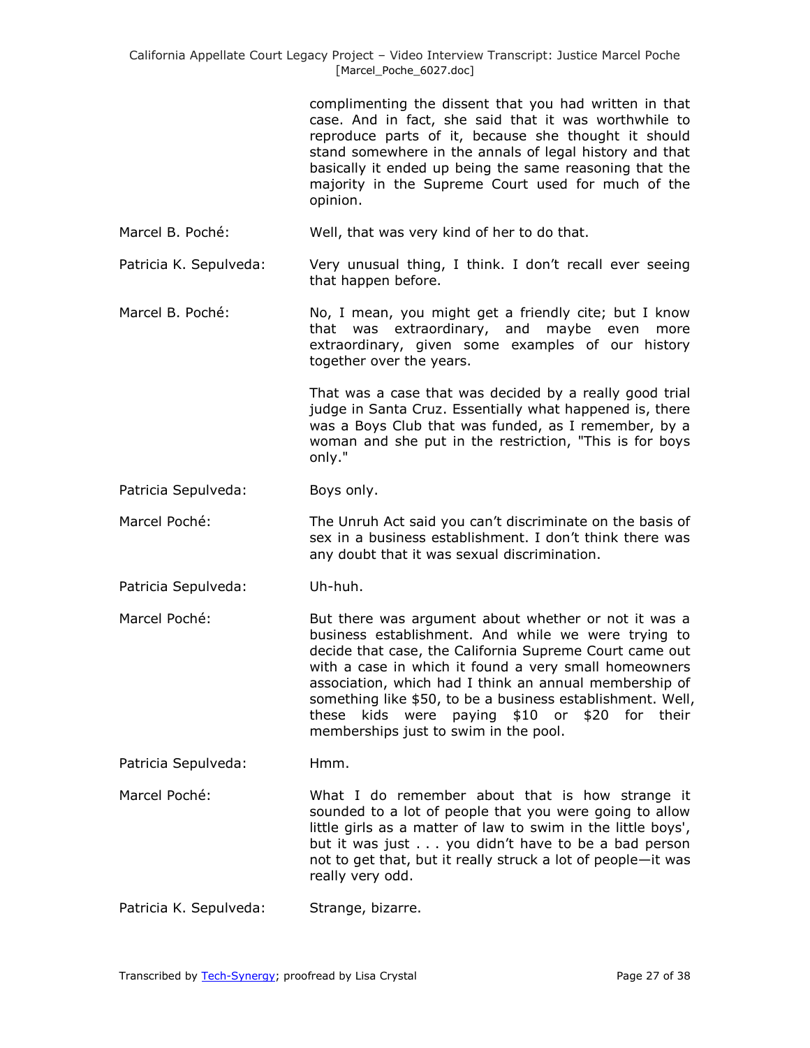complimenting the dissent that you had written in that case. And in fact, she said that it was worthwhile to reproduce parts of it, because she thought it should stand somewhere in the annals of legal history and that basically it ended up being the same reasoning that the majority in the Supreme Court used for much of the opinion.

Marcel B. Poché: Well, that was very kind of her to do that.

Patricia K. Sepulveda: Very unusual thing, I think. I don't recall ever seeing that happen before.

Marcel B. Poché: No, I mean, you might get a friendly cite; but I know that was extraordinary, and maybe even more extraordinary, given some examples of our history together over the years.

That was a case that was decided by a really good trial judge in Santa Cruz. Essentially what happened is, there was a Boys Club that was funded, as I remember, by a woman and she put in the restriction, "This is for boys only."

Patricia Sepulveda: Boys only.

Marcel Poché: The Unruh Act said you can't discriminate on the basis of sex in a business establishment. I don't think there was any doubt that it was sexual discrimination.

Patricia Sepulveda: Uh-huh.

Marcel Poché: But there was argument about whether or not it was a business establishment. And while we were trying to decide that case, the California Supreme Court came out with a case in which it found a very small homeowners association, which had I think an annual membership of something like $50, to be a business establishment. Well, these kids were paying $10 or $20 for their memberships just to swim in the pool.

Patricia Sepulveda: Hmm.

Marcel Poché: What I do remember about that is how strange it sounded to a lot of people that you were going to allow little girls as a matter of law to swim in the little boys', but it was just . . . you didn't have to be a bad person not to get that, but it really struck a lot of people—it was really very odd.

Patricia K. Sepulveda: Strange, bizarre.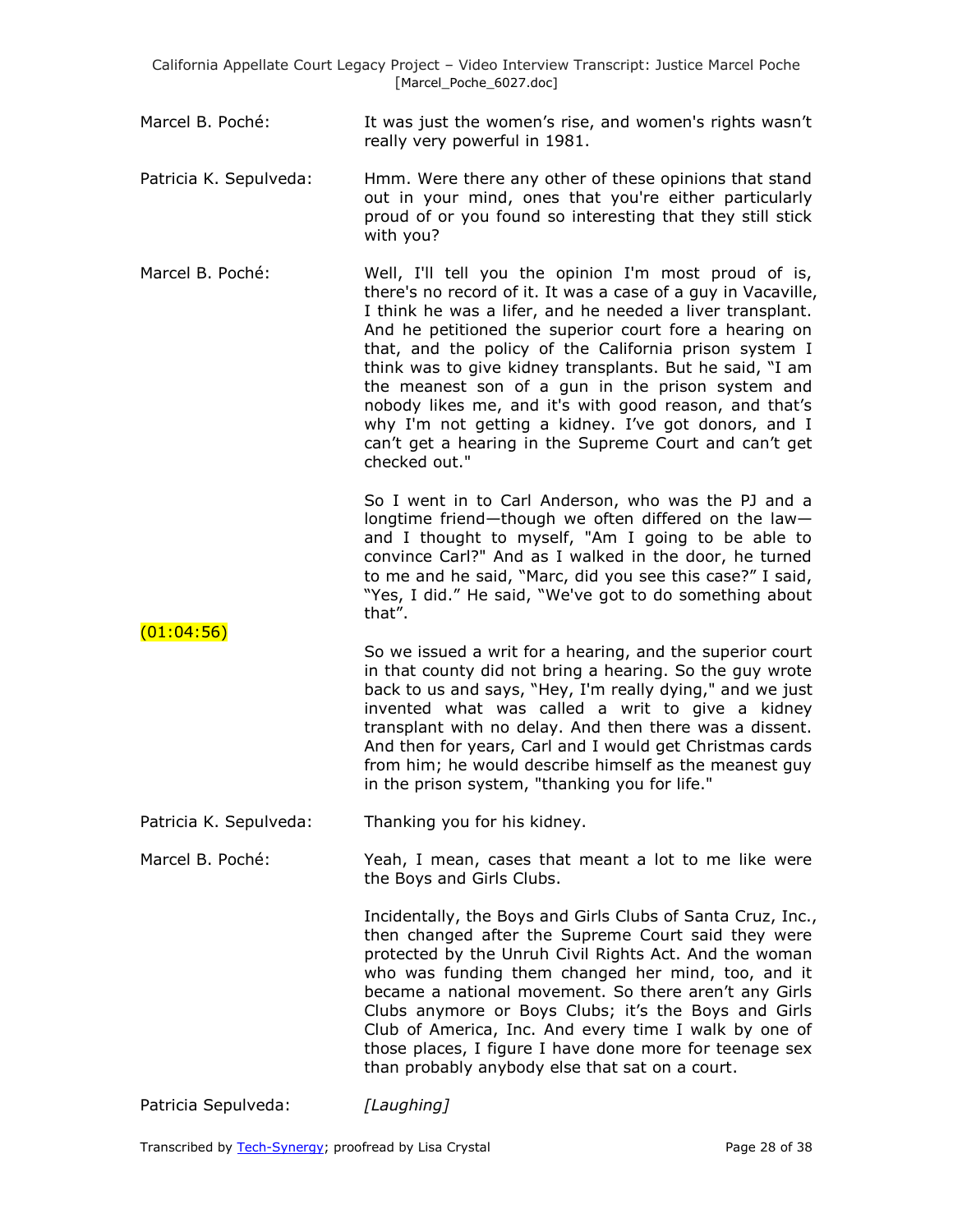Marcel B. Poché: It was just the women's rise, and women's rights wasn't really very powerful in 1981.

Patricia K. Sepulveda: Hmm. Were there any other of these opinions that stand out in your mind, ones that you're either particularly proud of or you found so interesting that they still stick with you?

Marcel B. Poché: Well, I'll tell you the opinion I'm most proud of is, there's no record of it. It was a case of a guy in Vacaville, I think he was a lifer, and he needed a liver transplant. And he petitioned the superior court fore a hearing on that, and the policy of the California prison system I think was to give kidney transplants. But he said, "I am the meanest son of a gun in the prison system and nobody likes me, and it's with good reason, and that's why I'm not getting a kidney. I've got donors, and I can't get a hearing in the Supreme Court and can't get checked out."

So I went in to Carl Anderson, who was the PJ and a longtime friend—though we often differed on the law—and I thought to myself, "Am I going to be able to convince Carl?" And as I walked in the door, he turned to me and he said, "Marc, did you see this case?" I said, "Yes, I did." He said, "We've got to do something about that".

(01:04:56)

So we issued a writ for a hearing, and the superior court in that county did not bring a hearing. So the guy wrote back to us and says, "Hey, I'm really dying," and we just invented what was called a writ to give a kidney transplant with no delay. And then there was a dissent. And then for years, Carl and I would get Christmas cards from him; he would describe himself as the meanest guy in the prison system, "thanking you for life."

Patricia K. Sepulveda: Thanking you for his kidney.

Marcel B. Poché: Yeah, I mean, cases that meant a lot to me like were the Boys and Girls Clubs.

Incidentally, the Boys and Girls Clubs of Santa Cruz, Inc., then changed after the Supreme Court said they were protected by the Unruh Civil Rights Act. And the woman who was funding them changed her mind, too, and it became a national movement. So there aren't any Girls Clubs anymore or Boys Clubs; it's the Boys and Girls Club of America, Inc. And every time I walk by one of those places, I figure I have done more for teenage sex than probably anybody else that sat on a court.

Patricia Sepulveda: *[Laughing]*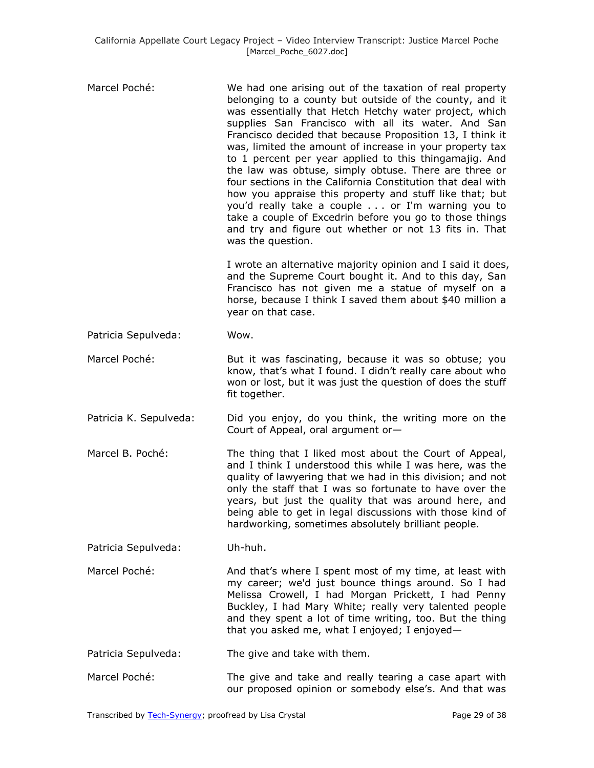Marcel Poché: We had one arising out of the taxation of real property belonging to a county but outside of the county, and it was essentially that Hetch Hetchy water project, which supplies San Francisco with all its water. And San Francisco decided that because Proposition 13, I think it was, limited the amount of increase in your property tax to 1 percent per year applied to this thingamajig. And the law was obtuse, simply obtuse. There are three or four sections in the California Constitution that deal with how you appraise this property and stuff like that; but you'd really take a couple . . . or I'm warning you to take a couple of Excedrin before you go to those things and try and figure out whether or not 13 fits in. That was the question.

I wrote an alternative majority opinion and I said it does, and the Supreme Court bought it. And to this day, San Francisco has not given me a statue of myself on a horse, because I think I saved them about $40 million a year on that case.

Patricia Sepulveda: Wow.

Marcel Poché: But it was fascinating, because it was so obtuse; you know, that's what I found. I didn't really care about who won or lost, but it was just the question of does the stuff fit together.

Patricia K. Sepulveda: Did you enjoy, do you think, the writing more on the Court of Appeal, oral argument or—

Marcel B. Poché: The thing that I liked most about the Court of Appeal, and I think I understood this while I was here, was the quality of lawyering that we had in this division; and not only the staff that I was so fortunate to have over the years, but just the quality that was around here, and being able to get in legal discussions with those kind of hardworking, sometimes absolutely brilliant people.

Patricia Sepulveda: Uh-huh.

Marcel Poché: And that's where I spent most of my time, at least with my career; we'd just bounce things around. So I had Melissa Crowell, I had Morgan Prickett, I had Penny Buckley, I had Mary White; really very talented people and they spent a lot of time writing, too. But the thing that you asked me, what I enjoyed; I enjoyed—

Patricia Sepulveda: The give and take with them.

Marcel Poché: The give and take and really tearing a case apart with our proposed opinion or somebody else's. And that was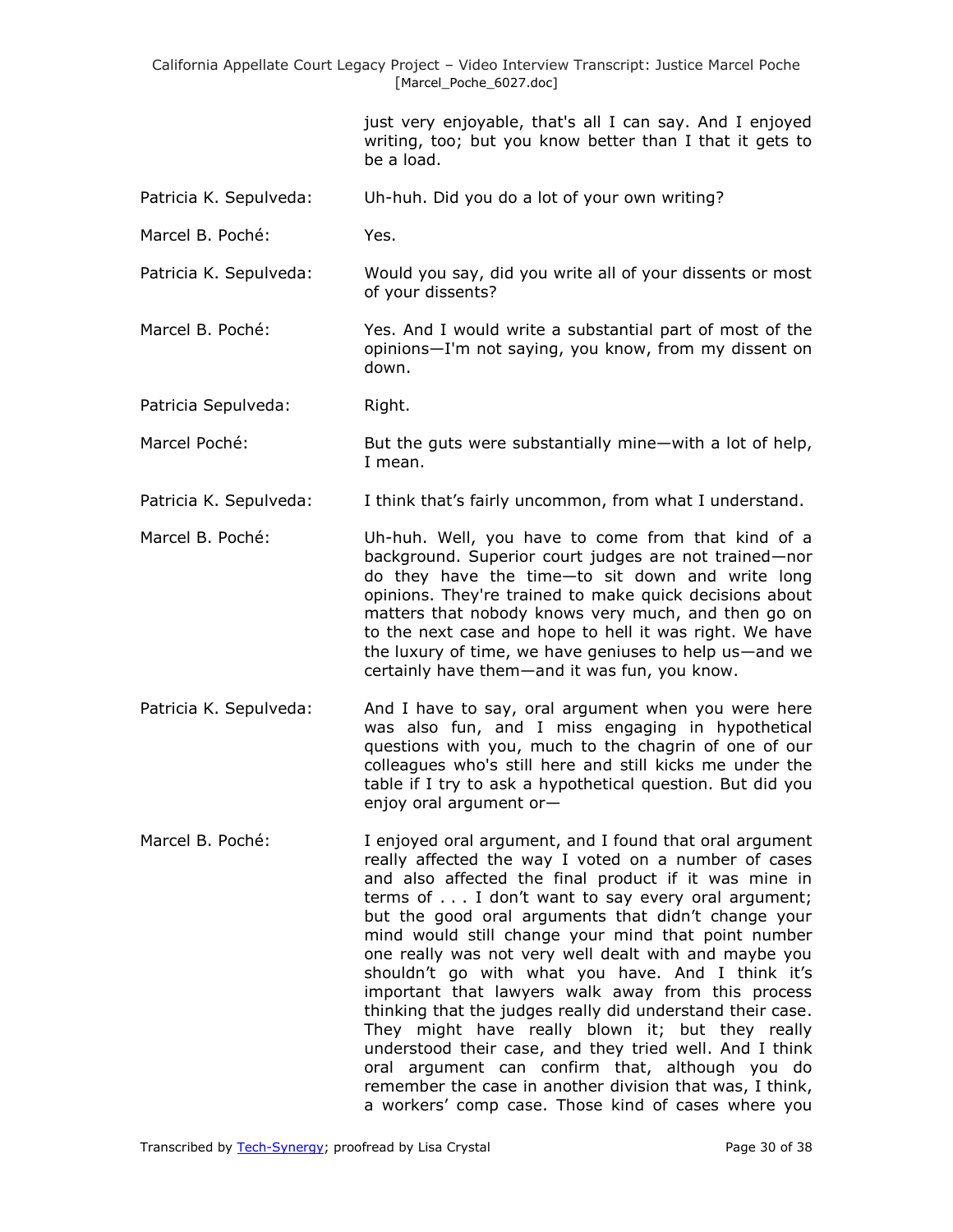just very enjoyable, that's all I can say. And I enjoyed writing, too; but you know better than I that it gets to be a load.

Patricia K. Sepulveda: Uh-huh. Did you do a lot of your own writing?

Marcel B. Poché: Yes.

Patricia K. Sepulveda: Would you say, did you write all of your dissents or most of your dissents?

Marcel B. Poché: Yes. And I would write a substantial part of most of the opinions—I'm not saying, you know, from my dissent on down.

Patricia Sepulveda: Right.

Marcel Poché: But the guts were substantially mine—with a lot of help, I mean.

Patricia K. Sepulveda: I think that's fairly uncommon, from what I understand.

Marcel B. Poché: Uh-huh. Well, you have to come from that kind of a background. Superior court judges are not trained—nor do they have the time—to sit down and write long opinions. They're trained to make quick decisions about matters that nobody knows very much, and then go on to the next case and hope to hell it was right. We have the luxury of time, we have geniuses to help us—and we certainly have them—and it was fun, you know.

Patricia K. Sepulveda: And I have to say, oral argument when you were here was also fun, and I miss engaging in hypothetical questions with you, much to the chagrin of one of our colleagues who's still here and still kicks me under the table if I try to ask a hypothetical question. But did you enjoy oral argument or—

Marcel B. Poché: I enjoyed oral argument, and I found that oral argument really affected the way I voted on a number of cases and also affected the final product if it was mine in terms of . . . I don't want to say every oral argument; but the good oral arguments that didn't change your mind would still change your mind that point number one really was not very well dealt with and maybe you shouldn't go with what you have. And I think it's important that lawyers walk away from this process thinking that the judges really did understand their case. They might have really blown it; but they really understood their case, and they tried well. And I think oral argument can confirm that, although you do remember the case in another division that was, I think, a workers' comp case. Those kind of cases where you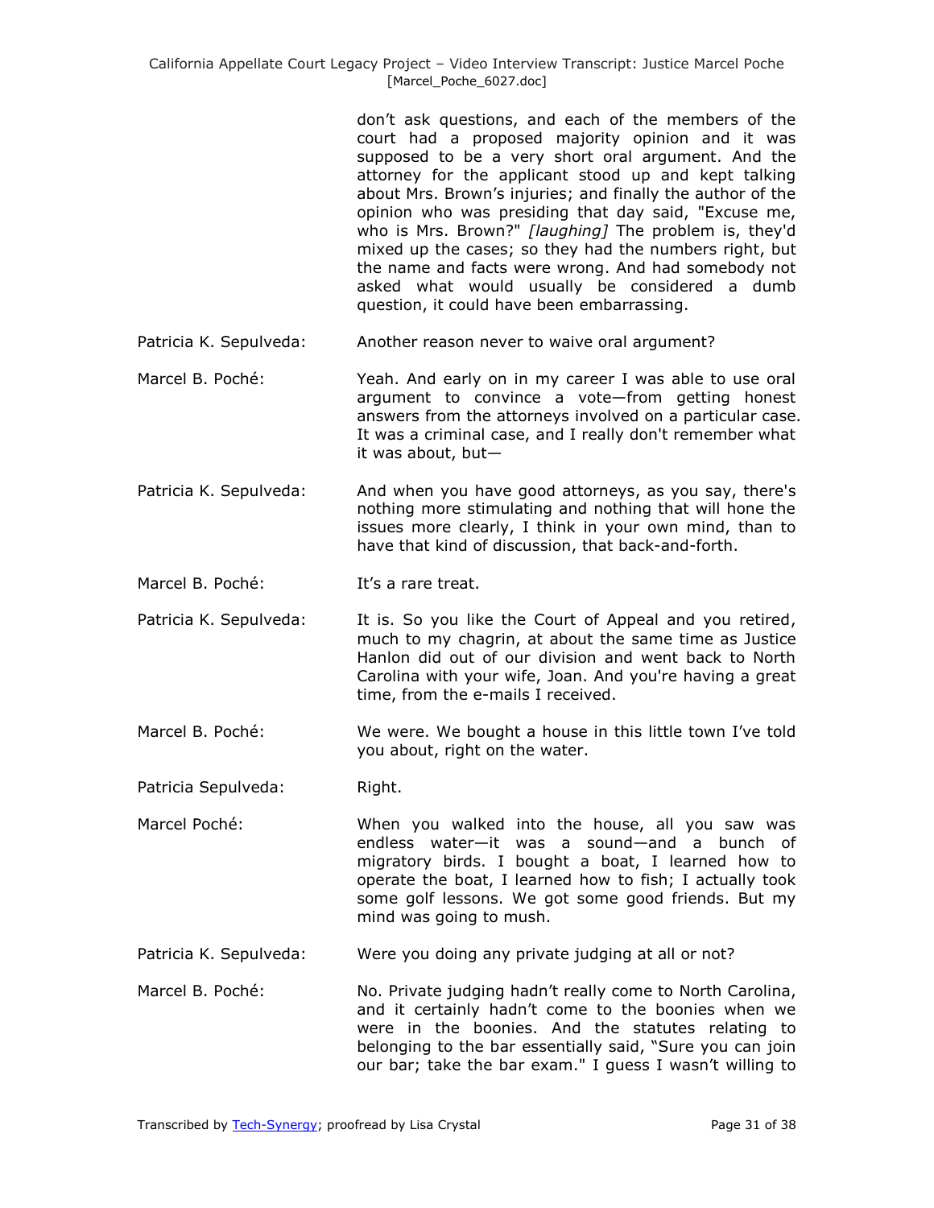don't ask questions, and each of the members of the court had a proposed majority opinion and it was supposed to be a very short oral argument. And the attorney for the applicant stood up and kept talking about Mrs. Brown's injuries; and finally the author of the opinion who was presiding that day said, "Excuse me, who is Mrs. Brown?" *[laughing]* The problem is, they'd mixed up the cases; so they had the numbers right, but the name and facts were wrong. And had somebody not asked what would usually be considered a dumb question, it could have been embarrassing.

Patricia K. Sepulveda: Another reason never to waive oral argument?

Marcel B. Poché: Yeah. And early on in my career I was able to use oral argument to convince a vote—from getting honest answers from the attorneys involved on a particular case. It was a criminal case, and I really don't remember what it was about, but—

Patricia K. Sepulveda: And when you have good attorneys, as you say, there's nothing more stimulating and nothing that will hone the issues more clearly, I think in your own mind, than to have that kind of discussion, that back-and-forth.

Marcel B. Poché: It's a rare treat.

Patricia K. Sepulveda: It is. So you like the Court of Appeal and you retired, much to my chagrin, at about the same time as Justice Hanlon did out of our division and went back to North Carolina with your wife, Joan. And you're having a great time, from the e-mails I received.

Marcel B. Poché: We were. We bought a house in this little town I've told you about, right on the water.

Patricia Sepulveda: Right.

Marcel Poché: When you walked into the house, all you saw was endless water—it was a sound—and a bunch of migratory birds. I bought a boat, I learned how to operate the boat, I learned how to fish; I actually took some golf lessons. We got some good friends. But my mind was going to mush.

Patricia K. Sepulveda: Were you doing any private judging at all or not?

Marcel B. Poché: No. Private judging hadn't really come to North Carolina, and it certainly hadn't come to the boonies when we were in the boonies. And the statutes relating to belonging to the bar essentially said, "Sure you can join our bar; take the bar exam." I guess I wasn't willing to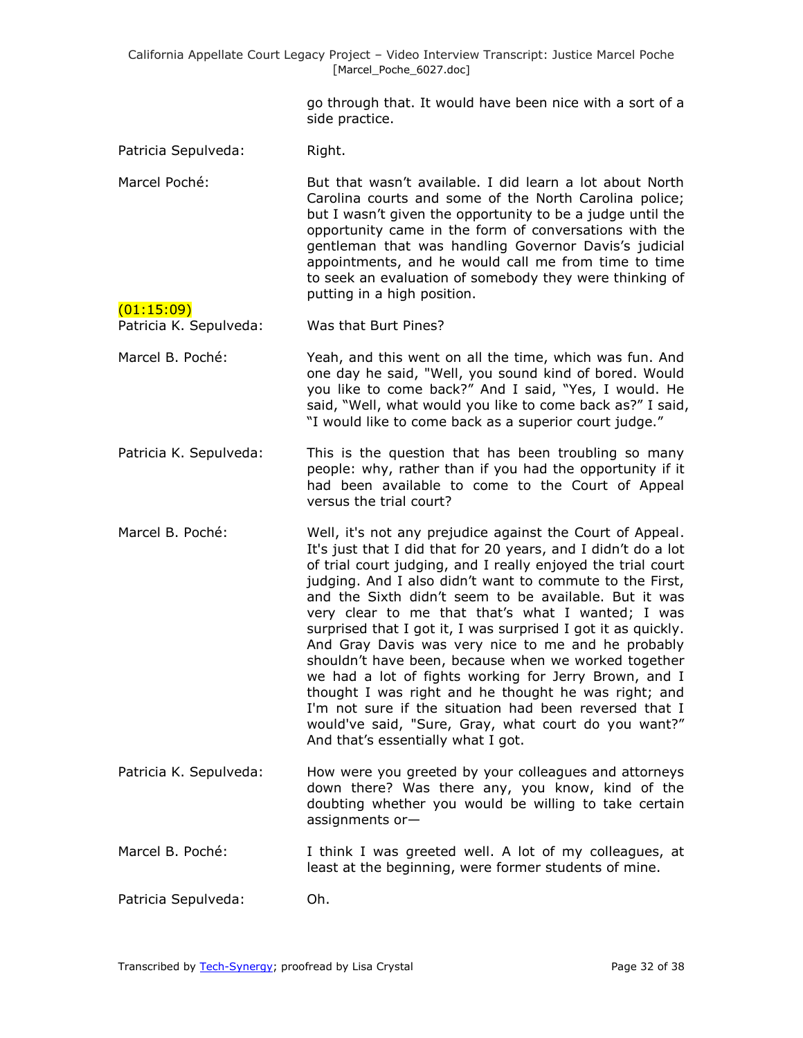go through that. It would have been nice with a sort of a side practice.

Patricia Sepulveda: Right.

Marcel Poché: But that wasn't available. I did learn a lot about North Carolina courts and some of the North Carolina police; but I wasn't given the opportunity to be a judge until the opportunity came in the form of conversations with the gentleman that was handling Governor Davis's judicial appointments, and he would call me from time to time to seek an evaluation of somebody they were thinking of putting in a high position.

(01:15:09)

Patricia K. Sepulveda: Was that Burt Pines?

Marcel B. Poché: Yeah, and this went on all the time, which was fun. And one day he said, "Well, you sound kind of bored. Would you like to come back?" And I said, "Yes, I would. He said, "Well, what would you like to come back as?" I said, "I would like to come back as a superior court judge."

Patricia K. Sepulveda: This is the question that has been troubling so many people: why, rather than if you had the opportunity if it had been available to come to the Court of Appeal versus the trial court?

Marcel B. Poché: Well, it's not any prejudice against the Court of Appeal. It's just that I did that for 20 years, and I didn't do a lot of trial court judging, and I really enjoyed the trial court judging. And I also didn't want to commute to the First, and the Sixth didn't seem to be available. But it was very clear to me that that's what I wanted; I was surprised that I got it, I was surprised I got it as quickly. And Gray Davis was very nice to me and he probably shouldn't have been, because when we worked together we had a lot of fights working for Jerry Brown, and I thought I was right and he thought he was right; and I'm not sure if the situation had been reversed that I would've said, "Sure, Gray, what court do you want?" And that's essentially what I got.

Patricia K. Sepulveda: How were you greeted by your colleagues and attorneys down there? Was there any, you know, kind of the doubting whether you would be willing to take certain assignments or—

Marcel B. Poché: I think I was greeted well. A lot of my colleagues, at least at the beginning, were former students of mine.

Patricia Sepulveda: Oh.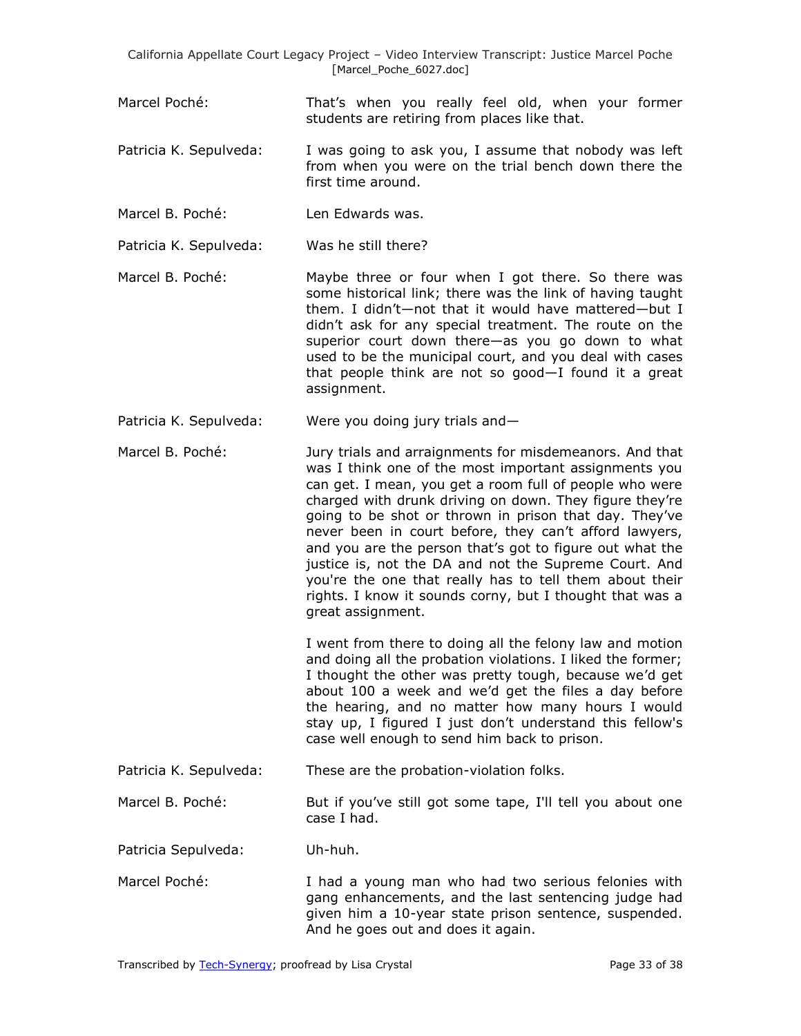Marcel Poché: That's when you really feel old, when your former students are retiring from places like that.

Patricia K. Sepulveda: I was going to ask you, I assume that nobody was left from when you were on the trial bench down there the first time around.

Marcel B. Poché: Len Edwards was.

Patricia K. Sepulveda: Was he still there?

Marcel B. Poché: Maybe three or four when I got there. So there was some historical link; there was the link of having taught them. I didn't—not that it would have mattered—but I didn't ask for any special treatment. The route on the superior court down there—as you go down to what used to be the municipal court, and you deal with cases that people think are not so good—I found it a great assignment.

Patricia K. Sepulveda: Were you doing jury trials and—

Marcel B. Poché: Jury trials and arraignments for misdemeanors. And that was I think one of the most important assignments you can get. I mean, you get a room full of people who were charged with drunk driving on down. They figure they're going to be shot or thrown in prison that day. They've never been in court before, they can't afford lawyers, and you are the person that's got to figure out what the justice is, not the DA and not the Supreme Court. And you're the one that really has to tell them about their rights. I know it sounds corny, but I thought that was a great assignment.

I went from there to doing all the felony law and motion and doing all the probation violations. I liked the former; I thought the other was pretty tough, because we'd get about 100 a week and we'd get the files a day before the hearing, and no matter how many hours I would stay up, I figured I just don't understand this fellow's case well enough to send him back to prison.

Patricia K. Sepulveda: These are the probation-violation folks.

Marcel B. Poché: But if you've still got some tape, I'll tell you about one case I had.

Patricia Sepulveda: Uh-huh.

Marcel Poché: I had a young man who had two serious felonies with gang enhancements, and the last sentencing judge had given him a 10-year state prison sentence, suspended. And he goes out and does it again.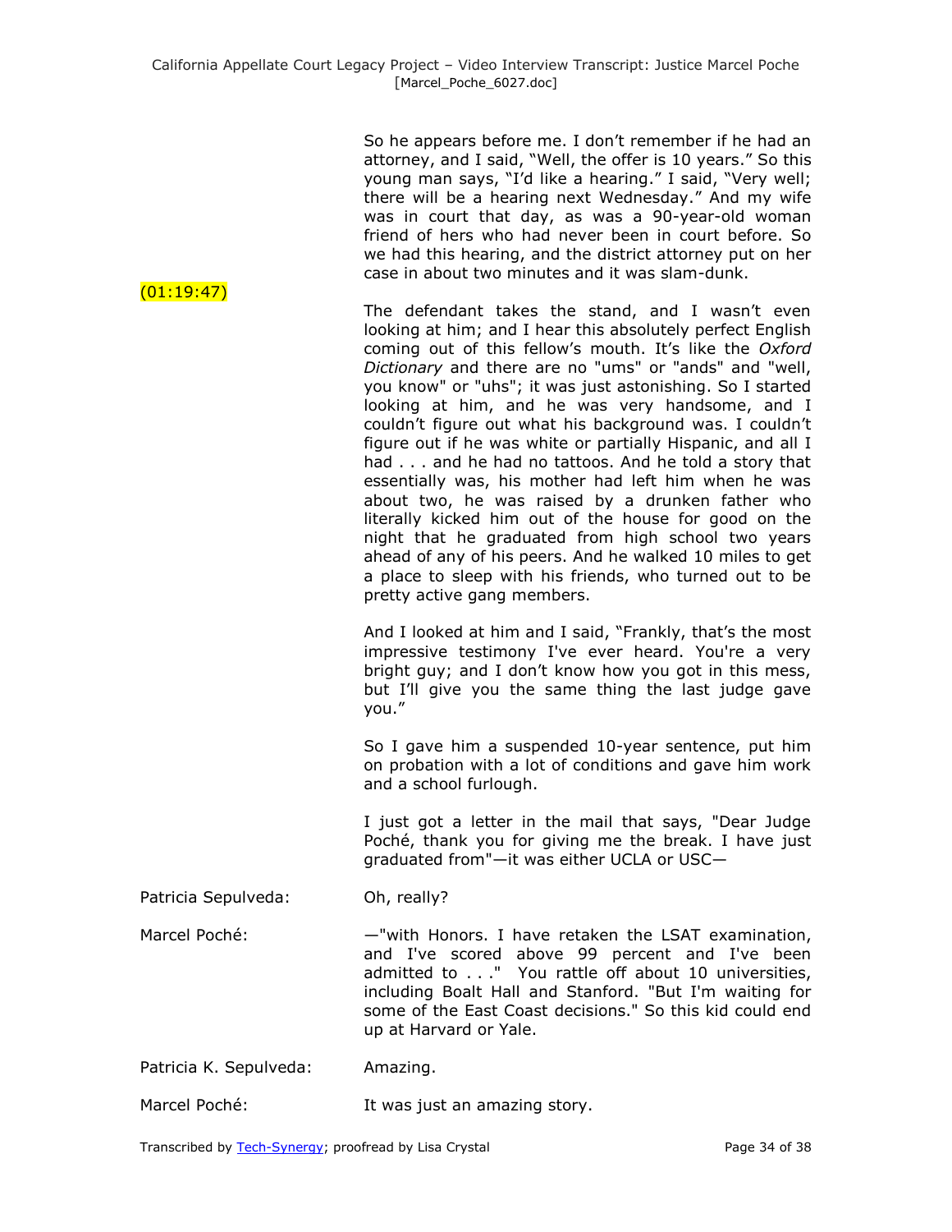So he appears before me. I don't remember if he had an attorney, and I said, "Well, the offer is 10 years." So this young man says, "I'd like a hearing." I said, "Very well; there will be a hearing next Wednesday." And my wife was in court that day, as was a 90-year-old woman friend of hers who had never been in court before. So we had this hearing, and the district attorney put on her case in about two minutes and it was slam-dunk.

(01:19:47)

The defendant takes the stand, and I wasn't even looking at him; and I hear this absolutely perfect English coming out of this fellow's mouth. It's like the *Oxford Dictionary* and there are no "ums" or "ands" and "well, you know" or "uhs"; it was just astonishing. So I started looking at him, and he was very handsome, and I couldn't figure out what his background was. I couldn't figure out if he was white or partially Hispanic, and all I had . . . and he had no tattoos. And he told a story that essentially was, his mother had left him when he was about two, he was raised by a drunken father who literally kicked him out of the house for good on the night that he graduated from high school two years ahead of any of his peers. And he walked 10 miles to get a place to sleep with his friends, who turned out to be pretty active gang members.

And I looked at him and I said, "Frankly, that's the most impressive testimony I've ever heard. You're a very bright guy; and I don't know how you got in this mess, but I'll give you the same thing the last judge gave you."

So I gave him a suspended 10-year sentence, put him on probation with a lot of conditions and gave him work and a school furlough.

I just got a letter in the mail that says, "Dear Judge Poché, thank you for giving me the break. I have just graduated from"—it was either UCLA or USC—

Patricia Sepulveda: Oh, really?

Marcel Poché: —"with Honors. I have retaken the LSAT examination, and I've scored above 99 percent and I've been admitted to . . ." You rattle off about 10 universities, including Boalt Hall and Stanford. "But I'm waiting for some of the East Coast decisions." So this kid could end up at Harvard or Yale.

Patricia K. Sepulveda: Amazing.

Marcel Poché: It was just an amazing story.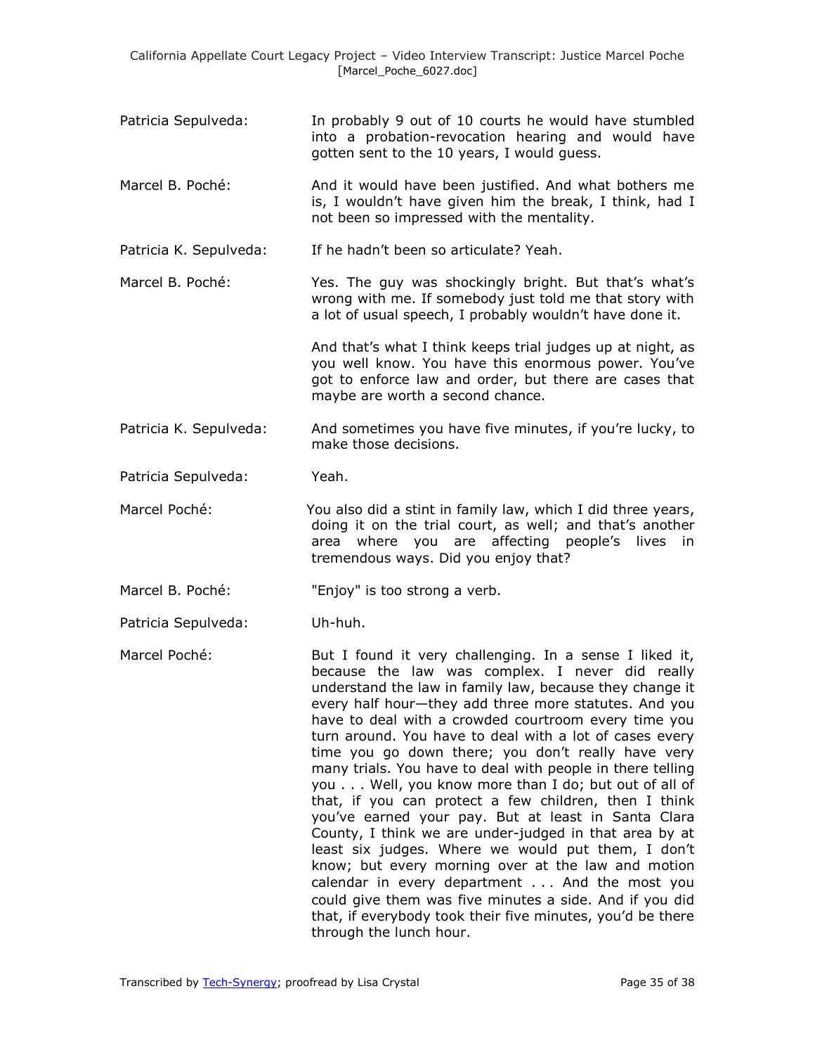Patricia Sepulveda: In probably 9 out of 10 courts he would have stumbled into a probation-revocation hearing and would have gotten sent to the 10 years, I would guess.

Marcel B. Poché: And it would have been justified. And what bothers me is, I wouldn't have given him the break, I think, had I not been so impressed with the mentality.

Patricia K. Sepulveda: If he hadn't been so articulate? Yeah.

Marcel B. Poché: Yes. The guy was shockingly bright. But that's what's wrong with me. If somebody just told me that story with a lot of usual speech, I probably wouldn't have done it.

And that's what I think keeps trial judges up at night, as you well know. You have this enormous power. You've got to enforce law and order, but there are cases that maybe are worth a second chance.

Patricia K. Sepulveda: And sometimes you have five minutes, if you're lucky, to make those decisions.

Patricia Sepulveda: Yeah.

Marcel Poché: You also did a stint in family law, which I did three years, doing it on the trial court, as well; and that's another area where you are affecting people's lives in tremendous ways. Did you enjoy that?

Marcel B. Poché: "Enjoy" is too strong a verb.

Patricia Sepulveda: Uh-huh.

Marcel Poché: But I found it very challenging. In a sense I liked it, because the law was complex. I never did really understand the law in family law, because they change it every half hour—they add three more statutes. And you have to deal with a crowded courtroom every time you turn around. You have to deal with a lot of cases every time you go down there; you don't really have very many trials. You have to deal with people in there telling you . . . Well, you know more than I do; but out of all of that, if you can protect a few children, then I think you've earned your pay. But at least in Santa Clara County, I think we are under-judged in that area by at least six judges. Where we would put them, I don't know; but every morning over at the law and motion calendar in every department . . . And the most you could give them was five minutes a side. And if you did that, if everybody took their five minutes, you'd be there through the lunch hour.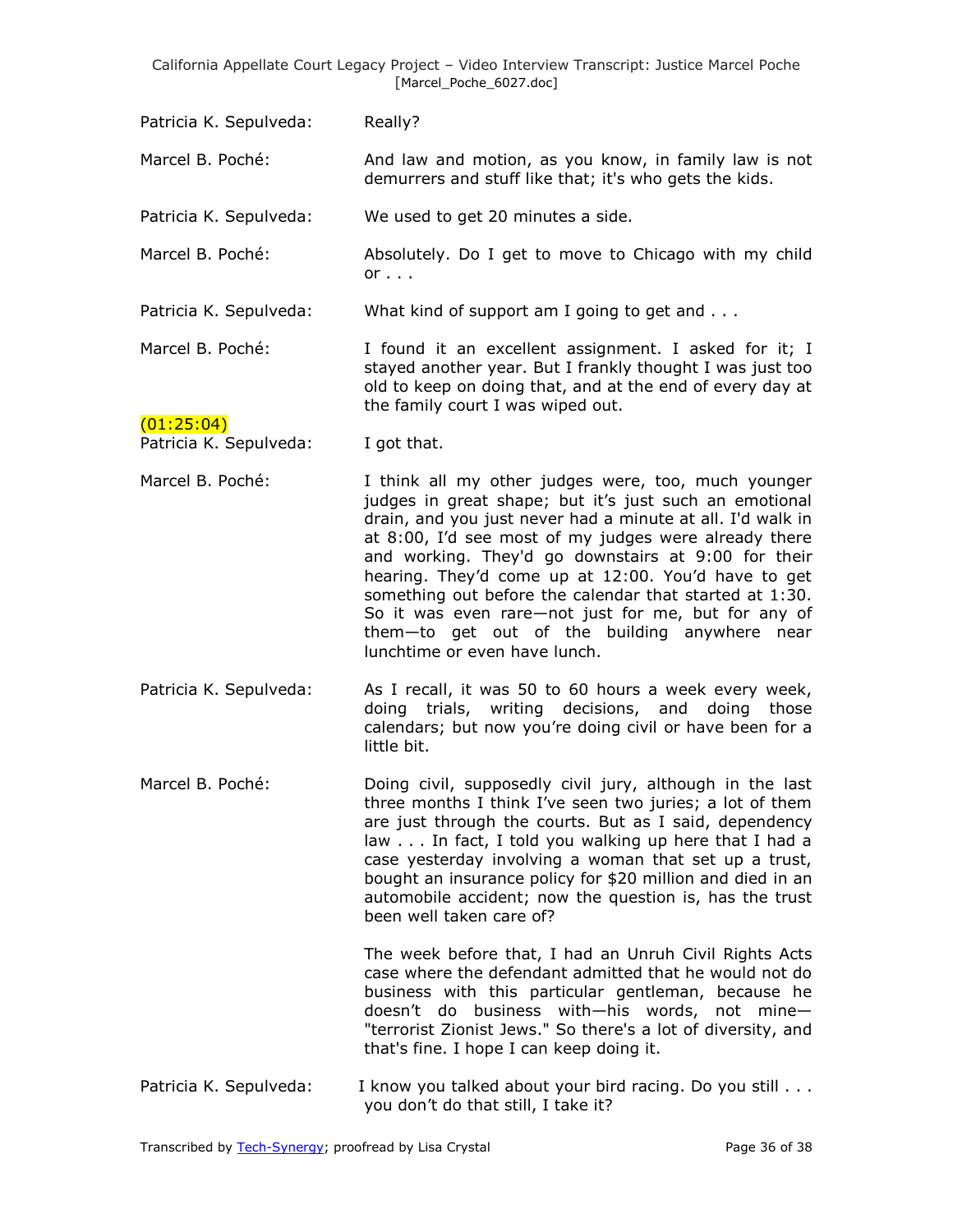Patricia K. Sepulveda: Really?

Marcel B. Poché: And law and motion, as you know, in family law is not demurrers and stuff like that; it's who gets the kids.

Patricia K. Sepulveda: We used to get 20 minutes a side.

Marcel B. Poché: Absolutely. Do I get to move to Chicago with my child or . . .

Patricia K. Sepulveda: What kind of support am I going to get and . . .

Marcel B. Poché: I found it an excellent assignment. I asked for it; I stayed another year. But I frankly thought I was just too old to keep on doing that, and at the end of every day at the family court I was wiped out.

(01:25:04)

Patricia K. Sepulveda: I got that.

Marcel B. Poché: I think all my other judges were, too, much younger judges in great shape; but it's just such an emotional drain, and you just never had a minute at all. I'd walk in at 8:00, I'd see most of my judges were already there and working. They'd go downstairs at 9:00 for their hearing. They'd come up at 12:00. You'd have to get something out before the calendar that started at 1:30. So it was even rare—not just for me, but for any of them—to get out of the building anywhere near lunchtime or even have lunch.

Patricia K. Sepulveda: As I recall, it was 50 to 60 hours a week every week, doing trials, writing decisions, and doing those calendars; but now you're doing civil or have been for a little bit.

Marcel B. Poché: Doing civil, supposedly civil jury, although in the last three months I think I've seen two juries; a lot of them are just through the courts. But as I said, dependency law . . . In fact, I told you walking up here that I had a case yesterday involving a woman that set up a trust, bought an insurance policy for $20 million and died in an automobile accident; now the question is, has the trust been well taken care of?

The week before that, I had an Unruh Civil Rights Acts case where the defendant admitted that he would not do business with this particular gentleman, because he doesn't do business with—his words, not mine—"terrorist Zionist Jews." So there's a lot of diversity, and that's fine. I hope I can keep doing it.

Patricia K. Sepulveda: I know you talked about your bird racing. Do you still . . . you don't do that still, I take it?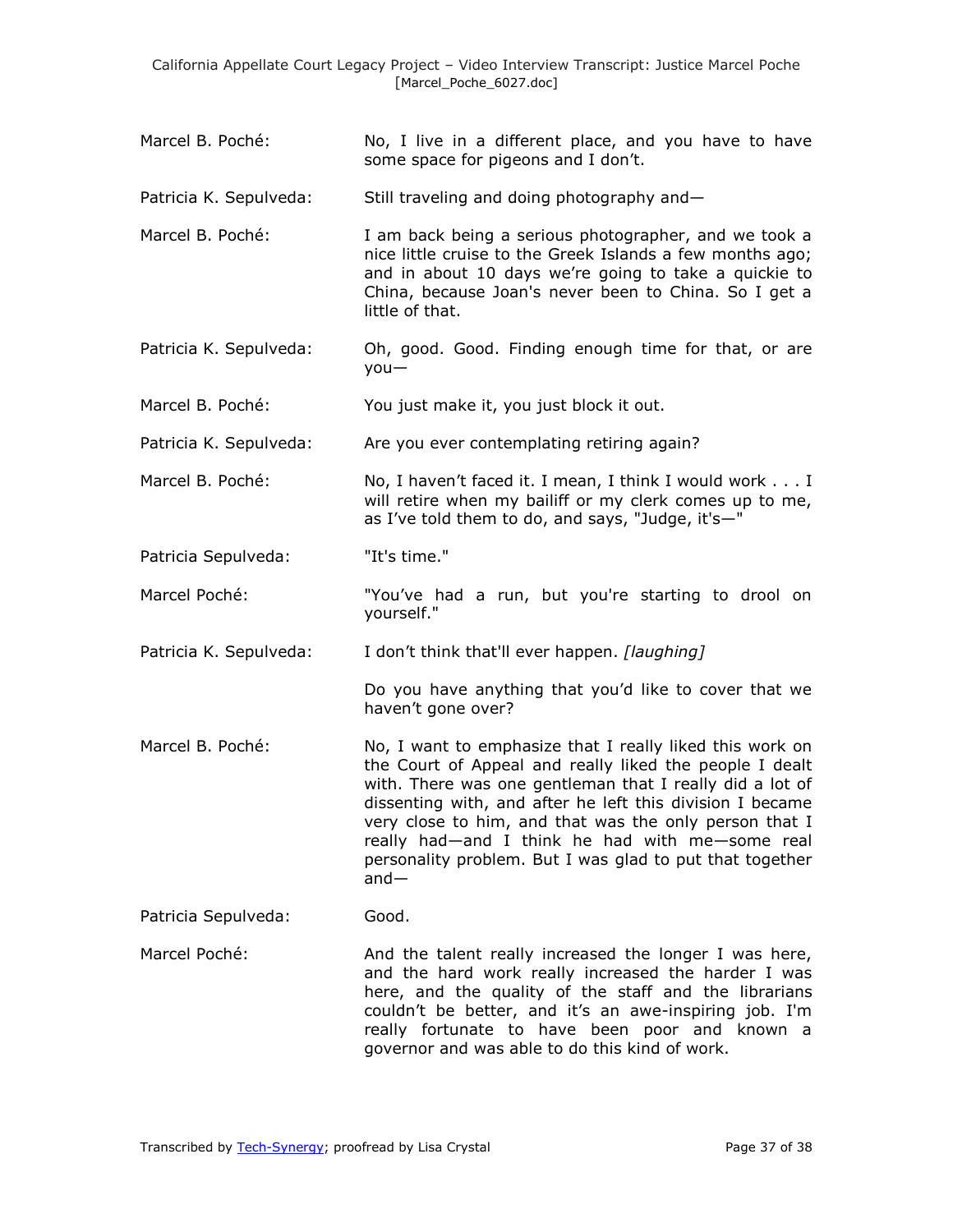**Marcel B. Poché:** No, I live in a different place, and you have to have some space for pigeons and I don't.

**Patricia K. Sepulveda:** Still traveling and doing photography and—

**Marcel B. Poché:** I am back being a serious photographer, and we took a nice little cruise to the Greek Islands a few months ago; and in about 10 days we're going to take a quickie to China, because Joan's never been to China. So I get a little of that.

**Patricia K. Sepulveda:** Oh, good. Good. Finding enough time for that, or are you—

**Marcel B. Poché:** You just make it, you just block it out.

**Patricia K. Sepulveda:** Are you ever contemplating retiring again?

**Marcel B. Poché:** No, I haven't faced it. I mean, I think I would work . . . I will retire when my bailiff or my clerk comes up to me, as I've told them to do, and says, "Judge, it's—"

**Patricia Sepulveda:** "It's time."

**Marcel Poché:** "You've had a run, but you're starting to drool on yourself."

**Patricia K. Sepulveda:** I don't think that'll ever happen. *[laughing]*

Do you have anything that you'd like to cover that we haven't gone over?

**Marcel B. Poché:** No, I want to emphasize that I really liked this work on the Court of Appeal and really liked the people I dealt with. There was one gentleman that I really did a lot of dissenting with, and after he left this division I became very close to him, and that was the only person that I really had—and I think he had with me—some real personality problem. But I was glad to put that together and—

**Patricia Sepulveda:** Good.

**Marcel Poché:** And the talent really increased the longer I was here, and the hard work really increased the harder I was here, and the quality of the staff and the librarians couldn't be better, and it's an awe-inspiring job. I'm really fortunate to have been poor and known a governor and was able to do this kind of work.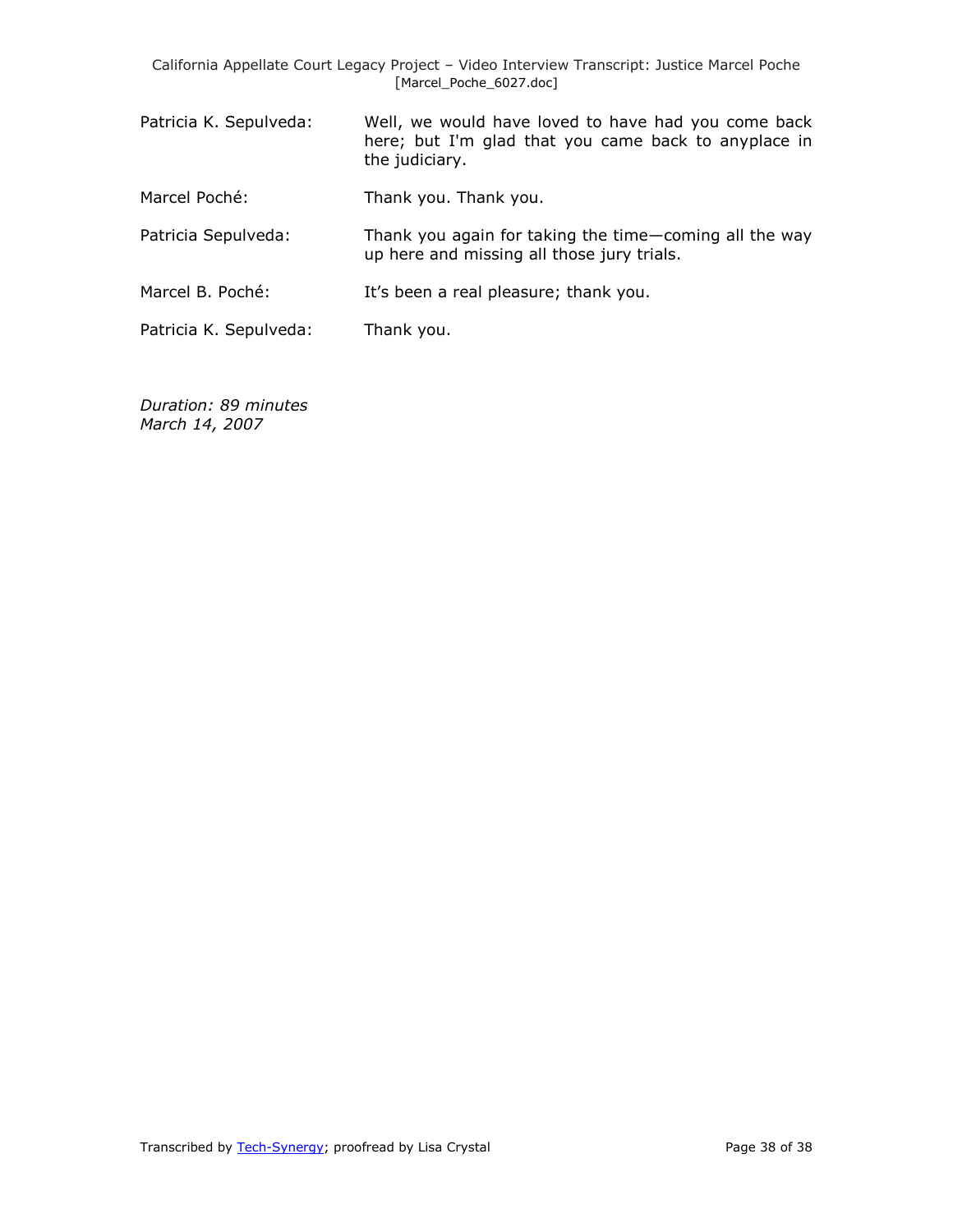Patricia K. Sepulveda: Well, we would have loved to have had you come back here; but I'm glad that you came back to anyplace in the judiciary.

Marcel Poché: Thank you. Thank you.

Patricia Sepulveda: Thank you again for taking the time—coming all the way up here and missing all those jury trials.

Marcel B. Poché: It’s been a real pleasure; thank you.

Patricia K. Sepulveda: Thank you.

*Duration: 89 minutes*
*March 14, 2007*